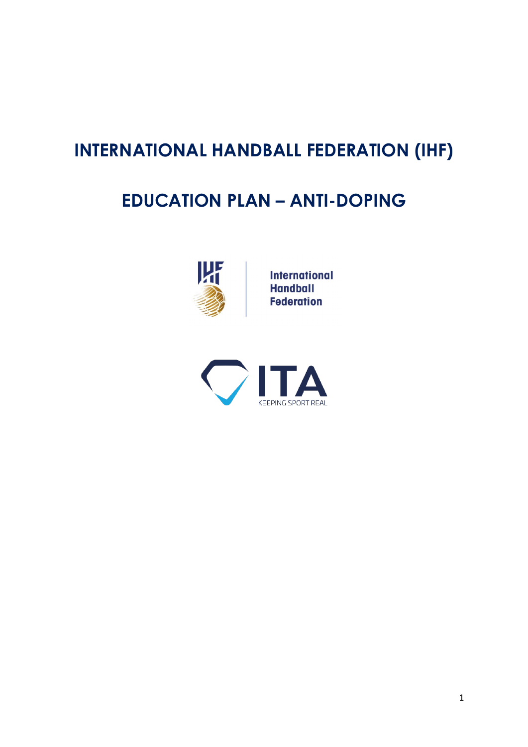# INTERNATIONAL HANDBALL FEDERATION (IHF)

# EDUCATION PLAN – ANTI-DOPING

International Handball Federation

ITA KEEPING SPORT REAL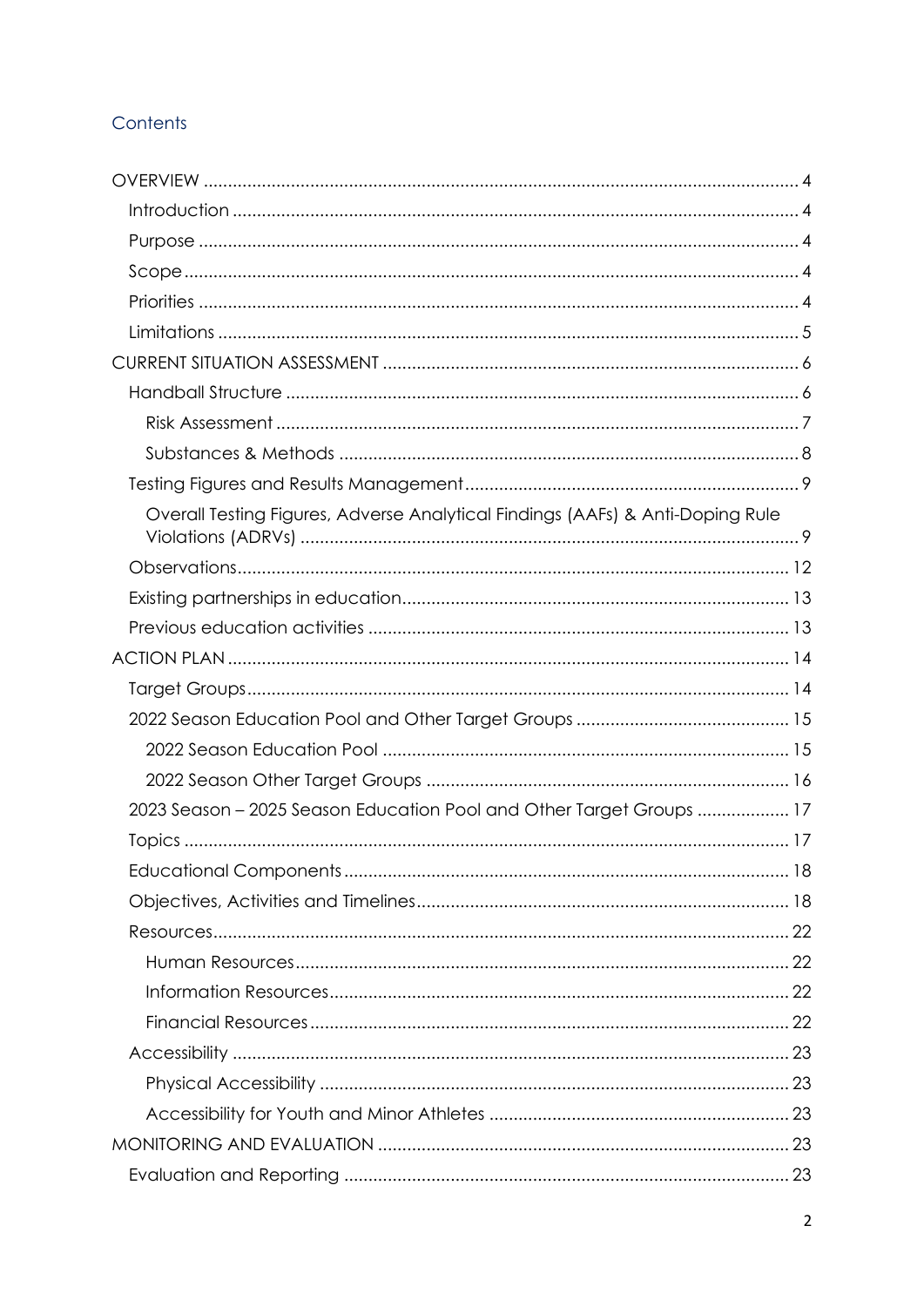# Contents

- OVERVIEW ........ 4
  - Introduction ........ 4
  - Purpose ........ 4
  - Scope ........ 4
  - Priorities ........ 4
  - Limitations ........ 5
- CURRENT SITUATION ASSESSMENT ........ 6
  - Handball Structure ........ 6
    - Risk Assessment ........ 7
    - Substances & Methods ........ 8
  - Testing Figures and Results Management ........ 9
    - Overall Testing Figures, Adverse Analytical Findings (AAFs) & Anti-Doping Rule Violations (ADRVs) ........ 9
  - Observations ........ 12
  - Existing partnerships in education ........ 13
  - Previous education activities ........ 13
- ACTION PLAN ........ 14
  - Target Groups ........ 14
  - 2022 Season Education Pool and Other Target Groups ........ 15
    - 2022 Season Education Pool ........ 15
    - 2022 Season Other Target Groups ........ 16
  - 2023 Season – 2025 Season Education Pool and Other Target Groups ........ 17
  - Topics ........ 17
  - Educational Components ........ 18
  - Objectives, Activities and Timelines ........ 18
  - Resources ........ 22
    - Human Resources ........ 22
    - Information Resources ........ 22
    - Financial Resources ........ 22
  - Accessibility ........ 23
    - Physical Accessibility ........ 23
    - Accessibility for Youth and Minor Athletes ........ 23
- MONITORING AND EVALUATION ........ 23
  - Evaluation and Reporting ........ 23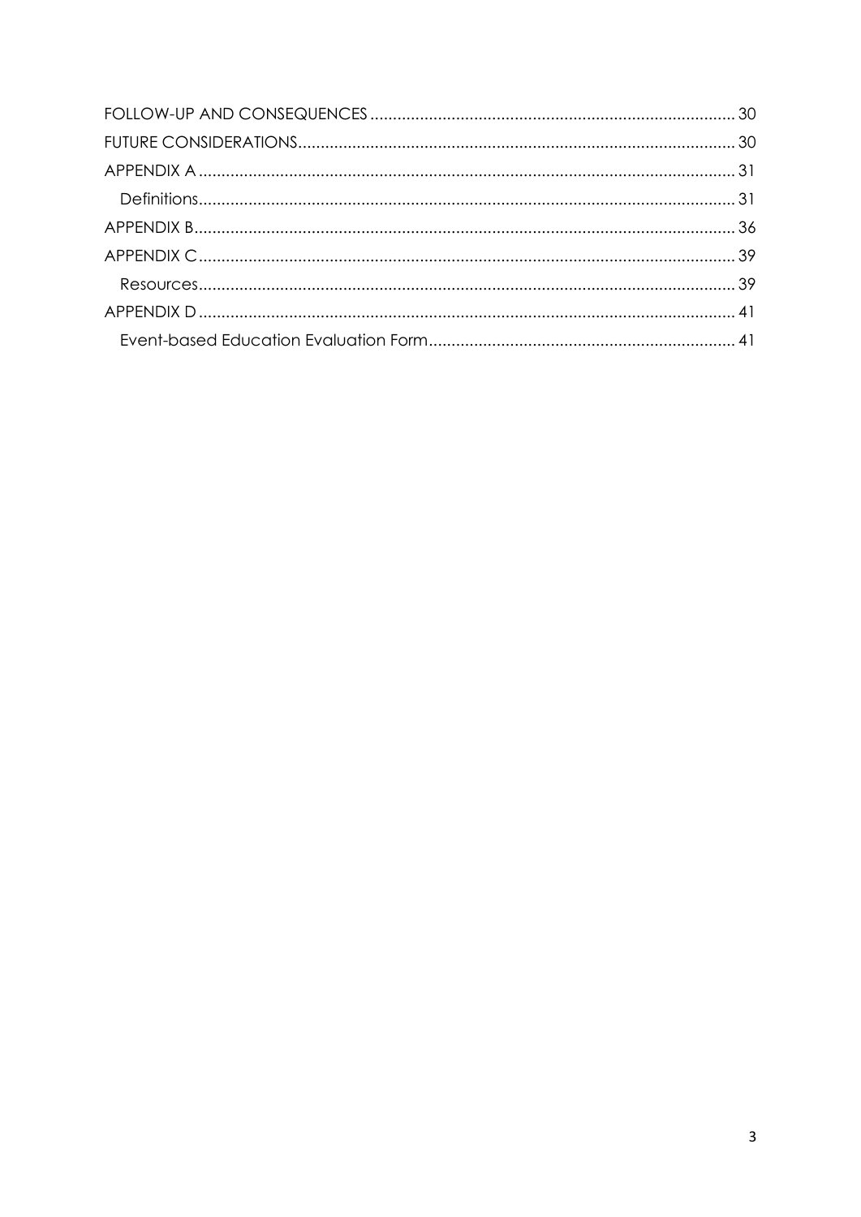FOLLOW-UP AND CONSEQUENCES ............................................................................................ 30
FUTURE CONSIDERATIONS.................................................................................................. 30
APPENDIX A ........................................................................................................................ 31
  Definitions........................................................................................................................ 31
APPENDIX B......................................................................................................................... 36
APPENDIX C ........................................................................................................................ 39
  Resources.......................................................................................................................... 39
APPENDIX D ........................................................................................................................ 41
  Event-based Education Evaluation Form.......................................................................... 41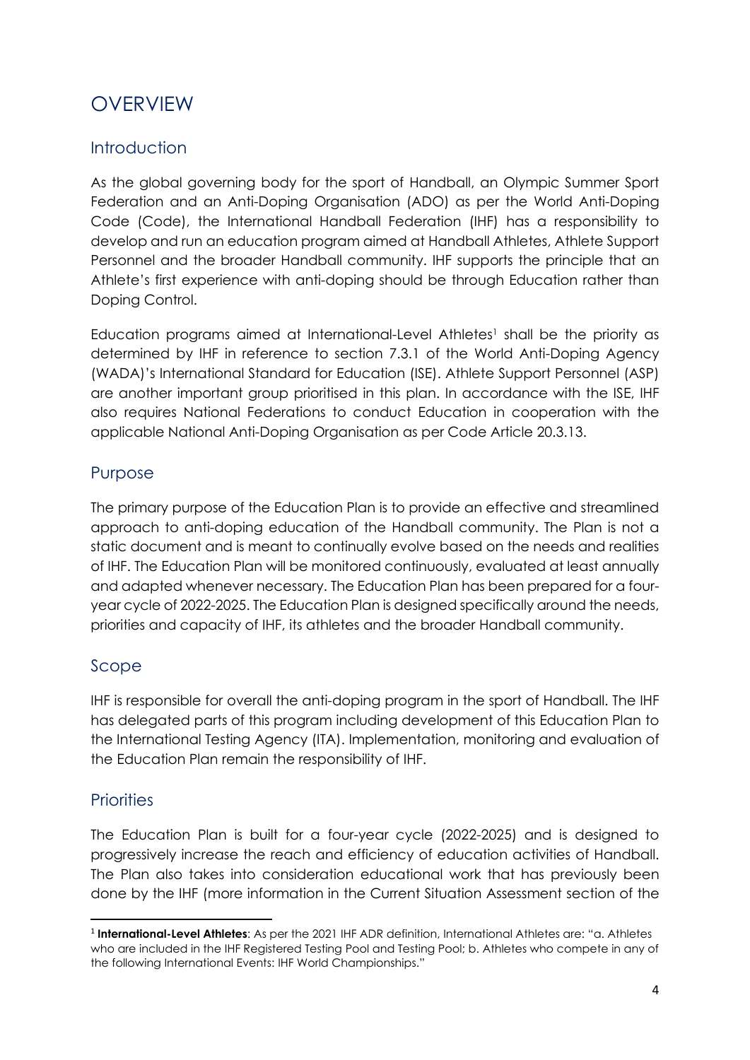# OVERVIEW

## Introduction

As the global governing body for the sport of Handball, an Olympic Summer Sport Federation and an Anti-Doping Organisation (ADO) as per the World Anti-Doping Code (Code), the International Handball Federation (IHF) has a responsibility to develop and run an education program aimed at Handball Athletes, Athlete Support Personnel and the broader Handball community. IHF supports the principle that an Athlete's first experience with anti-doping should be through Education rather than Doping Control.

Education programs aimed at International-Level Athletes[1] shall be the priority as determined by IHF in reference to section 7.3.1 of the World Anti-Doping Agency (WADA)'s International Standard for Education (ISE). Athlete Support Personnel (ASP) are another important group prioritised in this plan. In accordance with the ISE, IHF also requires National Federations to conduct Education in cooperation with the applicable National Anti-Doping Organisation as per Code Article 20.3.13.

## Purpose

The primary purpose of the Education Plan is to provide an effective and streamlined approach to anti-doping education of the Handball community. The Plan is not a static document and is meant to continually evolve based on the needs and realities of IHF. The Education Plan will be monitored continuously, evaluated at least annually and adapted whenever necessary. The Education Plan has been prepared for a four-year cycle of 2022-2025. The Education Plan is designed specifically around the needs, priorities and capacity of IHF, its athletes and the broader Handball community.

## Scope

IHF is responsible for overall the anti-doping program in the sport of Handball. The IHF has delegated parts of this program including development of this Education Plan to the International Testing Agency (ITA). Implementation, monitoring and evaluation of the Education Plan remain the responsibility of IHF.

## Priorities

The Education Plan is built for a four-year cycle (2022-2025) and is designed to progressively increase the reach and efficiency of education activities of Handball. The Plan also takes into consideration educational work that has previously been done by the IHF (more information in the Current Situation Assessment section of the

---

[1] **International-Level Athletes**: As per the 2021 IHF ADR definition, International Athletes are: "a. Athletes who are included in the IHF Registered Testing Pool and Testing Pool; b. Athletes who compete in any of the following International Events: IHF World Championships."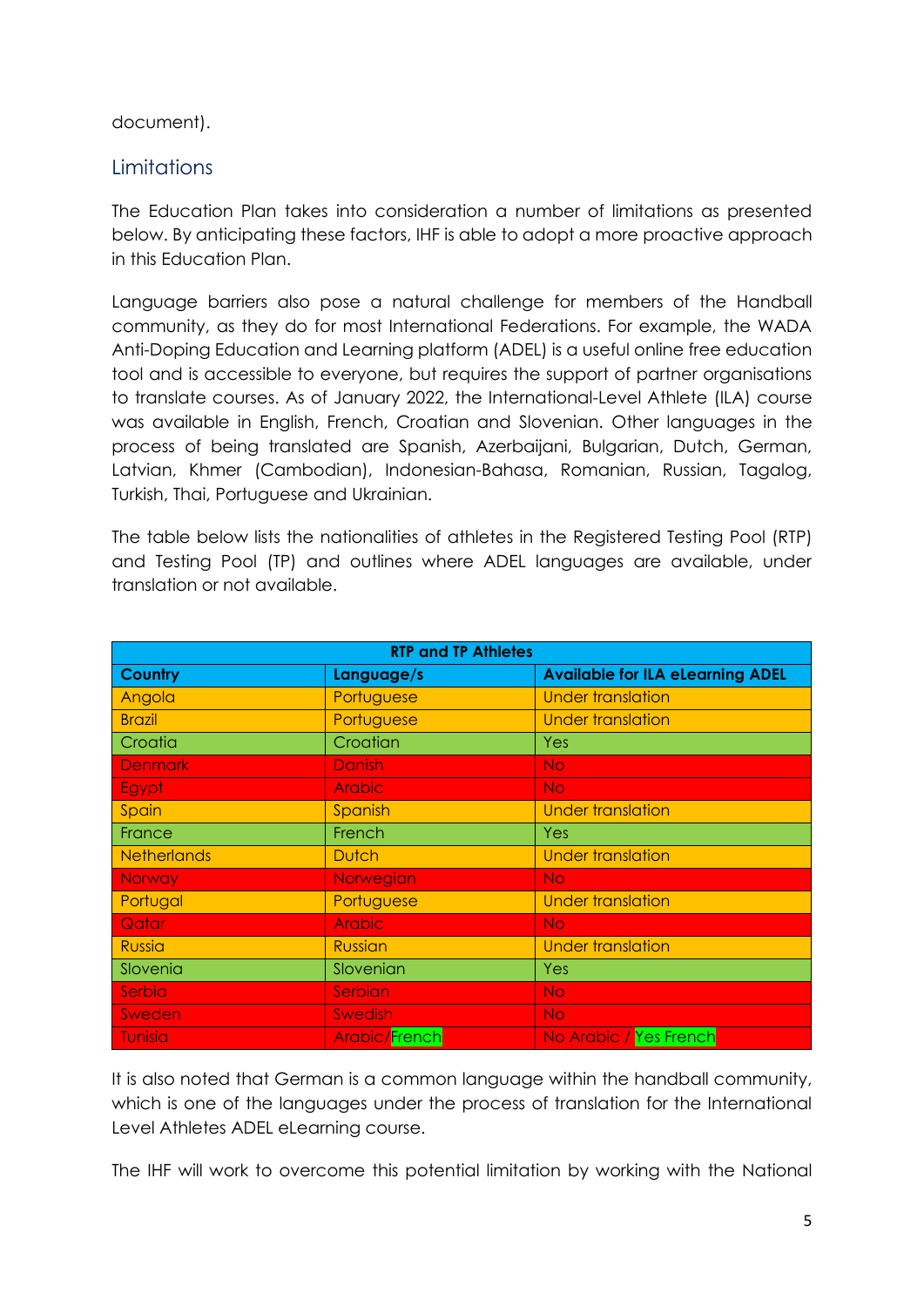document).

## Limitations

The Education Plan takes into consideration a number of limitations as presented below. By anticipating these factors, IHF is able to adopt a more proactive approach in this Education Plan.

Language barriers also pose a natural challenge for members of the Handball community, as they do for most International Federations. For example, the WADA Anti-Doping Education and Learning platform (ADEL) is a useful online free education tool and is accessible to everyone, but requires the support of partner organisations to translate courses. As of January 2022, the International-Level Athlete (ILA) course was available in English, French, Croatian and Slovenian. Other languages in the process of being translated are Spanish, Azerbaijani, Bulgarian, Dutch, German, Latvian, Khmer (Cambodian), Indonesian-Bahasa, Romanian, Russian, Tagalog, Turkish, Thai, Portuguese and Ukrainian.

The table below lists the nationalities of athletes in the Registered Testing Pool (RTP) and Testing Pool (TP) and outlines where ADEL languages are available, under translation or not available.

| RTP and TP Athletes | | |
|---|---|---|
| **Country** | **Language/s** | **Available for ILA eLearning ADEL** |
| Angola | Portuguese | Under translation |
| Brazil | Portuguese | Under translation |
| Croatia | Croatian | Yes |
| Denmark | Danish | No |
| Egypt | Arabic | No |
| Spain | Spanish | Under translation |
| France | French | Yes |
| Netherlands | Dutch | Under translation |
| Norway | Norwegian | No |
| Portugal | Portuguese | Under translation |
| Qatar | Arabic | No |
| Russia | Russian | Under translation |
| Slovenia | Slovenian | Yes |
| Serbia | Serbian | No |
| Sweden | Swedish | No |
| Tunisia | Arabic/French | No Arabic / Yes French |

It is also noted that German is a common language within the handball community, which is one of the languages under the process of translation for the International Level Athletes ADEL eLearning course.

The IHF will work to overcome this potential limitation by working with the National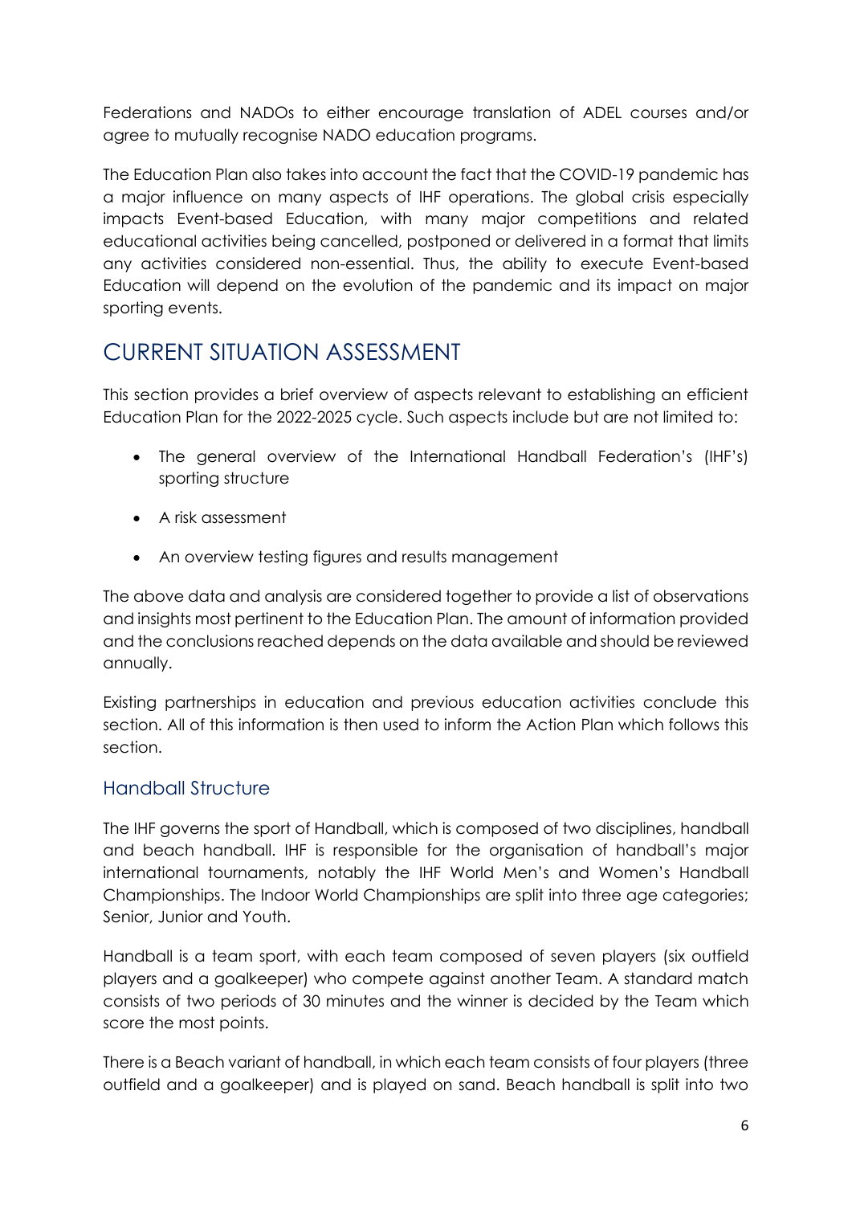Federations and NADOs to either encourage translation of ADEL courses and/or agree to mutually recognise NADO education programs.

The Education Plan also takes into account the fact that the COVID-19 pandemic has a major influence on many aspects of IHF operations. The global crisis especially impacts Event-based Education, with many major competitions and related educational activities being cancelled, postponed or delivered in a format that limits any activities considered non-essential. Thus, the ability to execute Event-based Education will depend on the evolution of the pandemic and its impact on major sporting events.

# CURRENT SITUATION ASSESSMENT

This section provides a brief overview of aspects relevant to establishing an efficient Education Plan for the 2022-2025 cycle. Such aspects include but are not limited to:

- The general overview of the International Handball Federation's (IHF's) sporting structure
- A risk assessment
- An overview testing figures and results management

The above data and analysis are considered together to provide a list of observations and insights most pertinent to the Education Plan. The amount of information provided and the conclusions reached depends on the data available and should be reviewed annually.

Existing partnerships in education and previous education activities conclude this section. All of this information is then used to inform the Action Plan which follows this section.

## Handball Structure

The IHF governs the sport of Handball, which is composed of two disciplines, handball and beach handball. IHF is responsible for the organisation of handball's major international tournaments, notably the IHF World Men's and Women's Handball Championships. The Indoor World Championships are split into three age categories; Senior, Junior and Youth.

Handball is a team sport, with each team composed of seven players (six outfield players and a goalkeeper) who compete against another Team. A standard match consists of two periods of 30 minutes and the winner is decided by the Team which score the most points.

There is a Beach variant of handball, in which each team consists of four players (three outfield and a goalkeeper) and is played on sand. Beach handball is split into two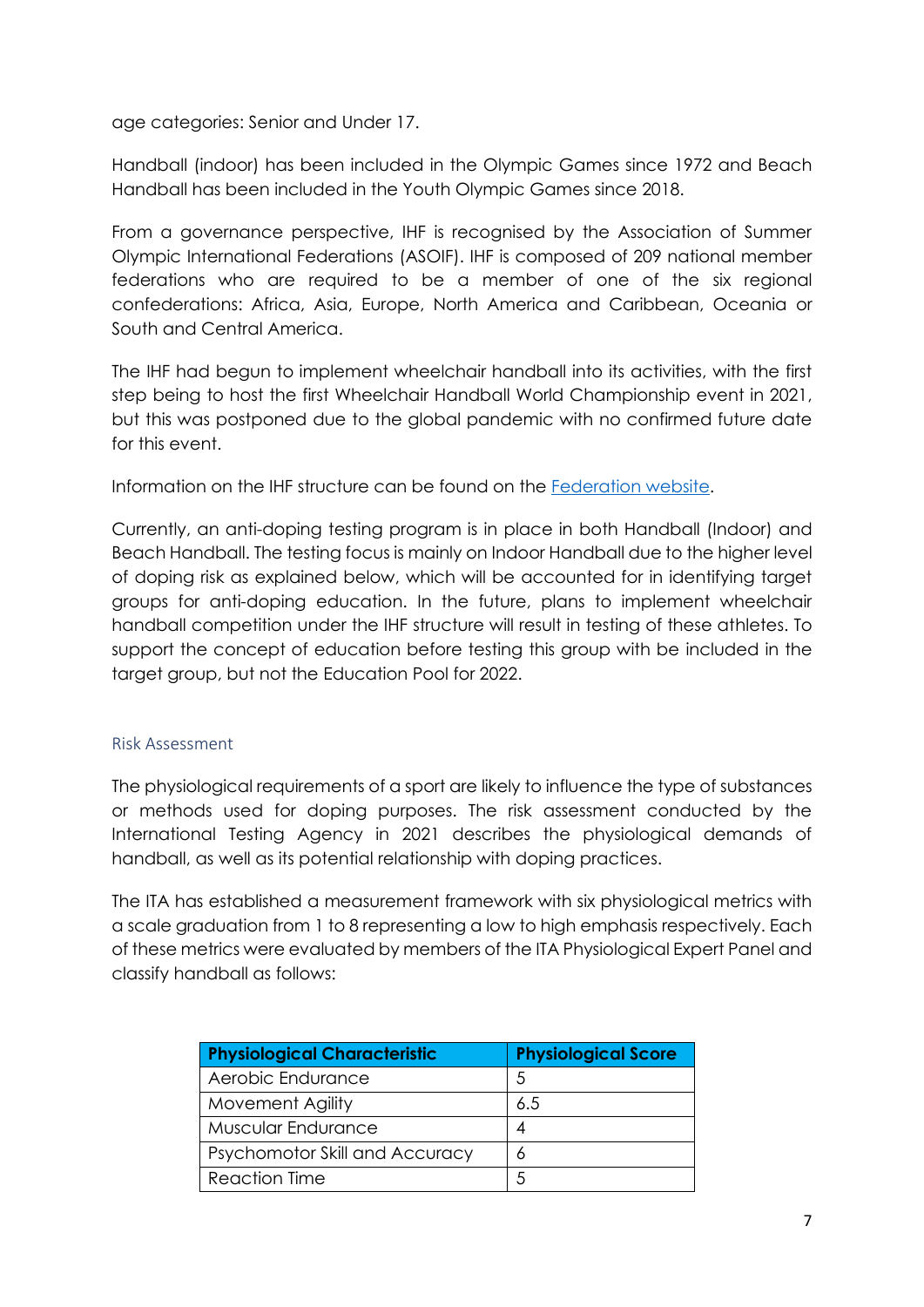age categories: Senior and Under 17.

Handball (indoor) has been included in the Olympic Games since 1972 and Beach Handball has been included in the Youth Olympic Games since 2018.

From a governance perspective, IHF is recognised by the Association of Summer Olympic International Federations (ASOIF). IHF is composed of 209 national member federations who are required to be a member of one of the six regional confederations: Africa, Asia, Europe, North America and Caribbean, Oceania or South and Central America.

The IHF had begun to implement wheelchair handball into its activities, with the first step being to host the first Wheelchair Handball World Championship event in 2021, but this was postponed due to the global pandemic with no confirmed future date for this event.

Information on the IHF structure can be found on the [Federation website](Federation website).

Currently, an anti-doping testing program is in place in both Handball (Indoor) and Beach Handball. The testing focus is mainly on Indoor Handball due to the higher level of doping risk as explained below, which will be accounted for in identifying target groups for anti-doping education. In the future, plans to implement wheelchair handball competition under the IHF structure will result in testing of these athletes. To support the concept of education before testing this group with be included in the target group, but not the Education Pool for 2022.

### Risk Assessment

The physiological requirements of a sport are likely to influence the type of substances or methods used for doping purposes. The risk assessment conducted by the International Testing Agency in 2021 describes the physiological demands of handball, as well as its potential relationship with doping practices.

The ITA has established a measurement framework with six physiological metrics with a scale graduation from 1 to 8 representing a low to high emphasis respectively. Each of these metrics were evaluated by members of the ITA Physiological Expert Panel and classify handball as follows:

| Physiological Characteristic | Physiological Score |
|---|---|
| Aerobic Endurance | 5 |
| Movement Agility | 6.5 |
| Muscular Endurance | 4 |
| Psychomotor Skill and Accuracy | 6 |
| Reaction Time | 5 |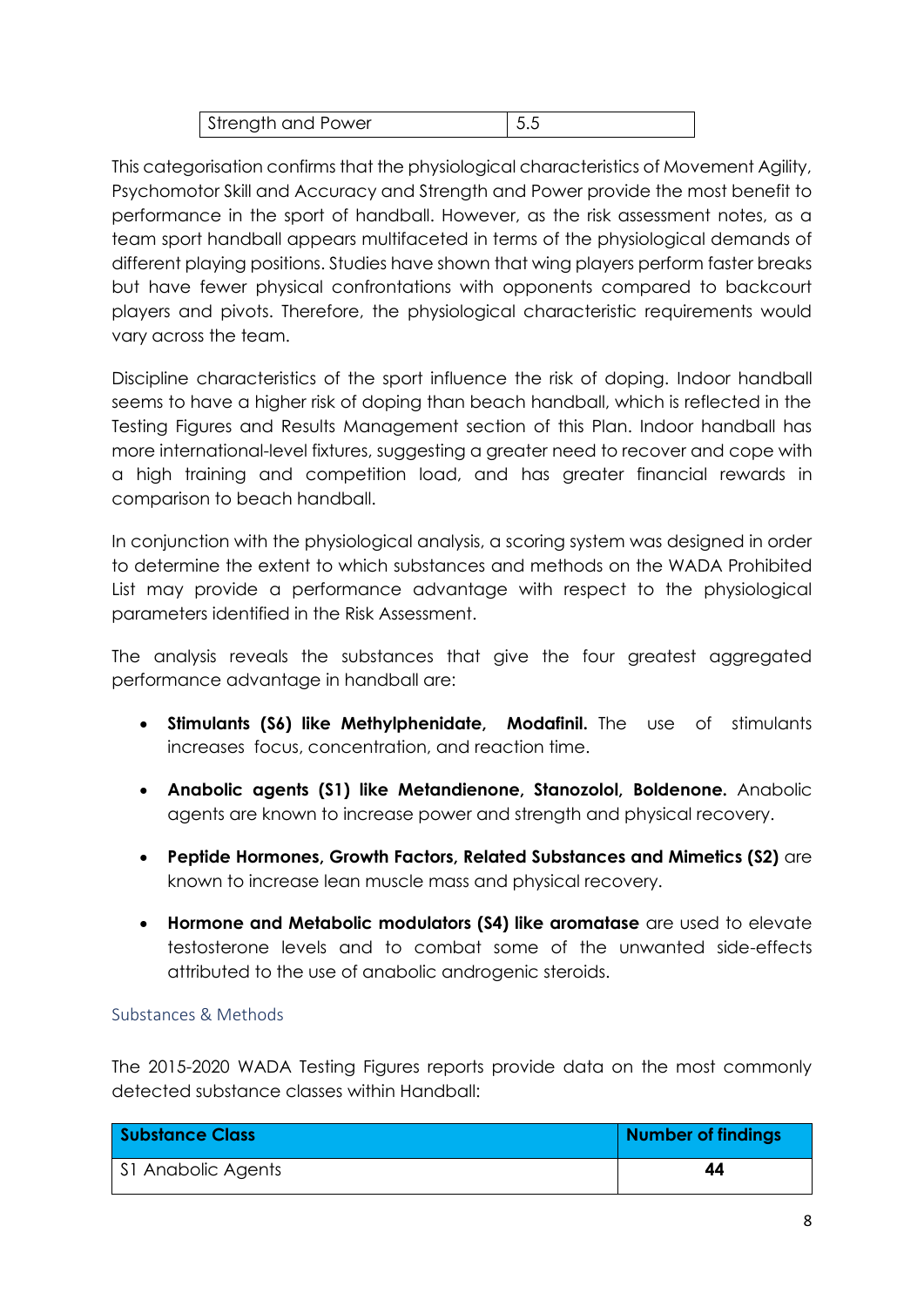| Strength and Power | 5.5 |
|---|---|

This categorisation confirms that the physiological characteristics of Movement Agility, Psychomotor Skill and Accuracy and Strength and Power provide the most benefit to performance in the sport of handball. However, as the risk assessment notes, as a team sport handball appears multifaceted in terms of the physiological demands of different playing positions. Studies have shown that wing players perform faster breaks but have fewer physical confrontations with opponents compared to backcourt players and pivots. Therefore, the physiological characteristic requirements would vary across the team.

Discipline characteristics of the sport influence the risk of doping. Indoor handball seems to have a higher risk of doping than beach handball, which is reflected in the Testing Figures and Results Management section of this Plan. Indoor handball has more international-level fixtures, suggesting a greater need to recover and cope with a high training and competition load, and has greater financial rewards in comparison to beach handball.

In conjunction with the physiological analysis, a scoring system was designed in order to determine the extent to which substances and methods on the WADA Prohibited List may provide a performance advantage with respect to the physiological parameters identified in the Risk Assessment.

The analysis reveals the substances that give the four greatest aggregated performance advantage in handball are:

- **Stimulants (S6) like Methylphenidate, Modafinil.** The use of stimulants increases focus, concentration, and reaction time.
- **Anabolic agents (S1) like Metandienone, Stanozolol, Boldenone.** Anabolic agents are known to increase power and strength and physical recovery.
- **Peptide Hormones, Growth Factors, Related Substances and Mimetics (S2)** are known to increase lean muscle mass and physical recovery.
- **Hormone and Metabolic modulators (S4) like aromatase** are used to elevate testosterone levels and to combat some of the unwanted side-effects attributed to the use of anabolic androgenic steroids.

### Substances & Methods

The 2015-2020 WADA Testing Figures reports provide data on the most commonly detected substance classes within Handball:

| Substance Class | Number of findings |
|---|---|
| S1 Anabolic Agents | **44** |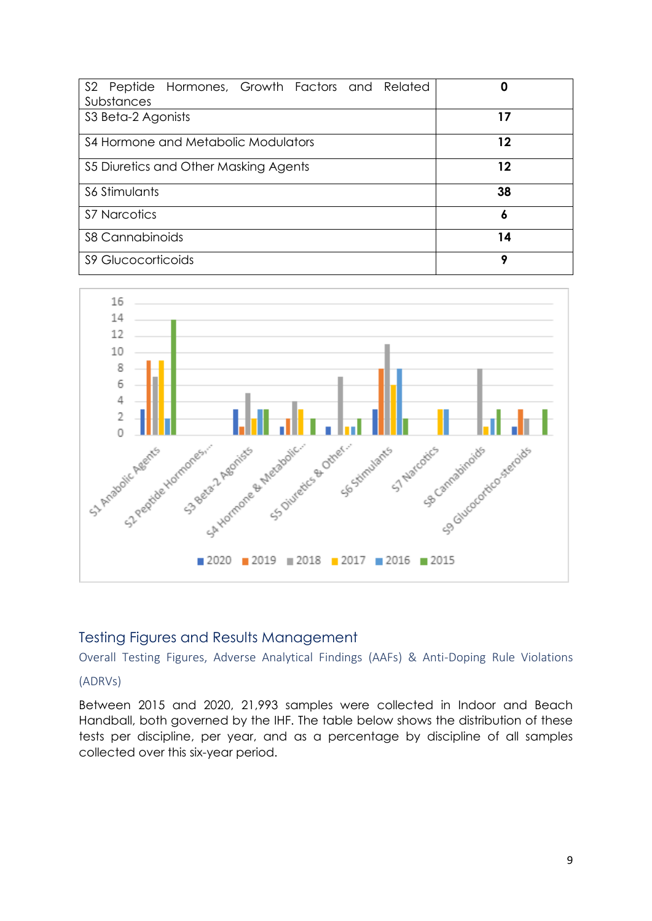| S2 Peptide Hormones, Growth Factors and Related Substances | **0** |
|---|---|
| S3 Beta-2 Agonists | **17** |
| S4 Hormone and Metabolic Modulators | **12** |
| S5 Diuretics and Other Masking Agents | **12** |
| S6 Stimulants | **38** |
| S7 Narcotics | **6** |
| S8 Cannabinoids | **14** |
| S9 Glucocorticoids | **9** |

## Testing Figures and Results Management

### Overall Testing Figures, Adverse Analytical Findings (AAFs) & Anti-Doping Rule Violations (ADRVs)

Between 2015 and 2020, 21,993 samples were collected in Indoor and Beach Handball, both governed by the IHF. The table below shows the distribution of these tests per discipline, per year, and as a percentage by discipline of all samples collected over this six-year period.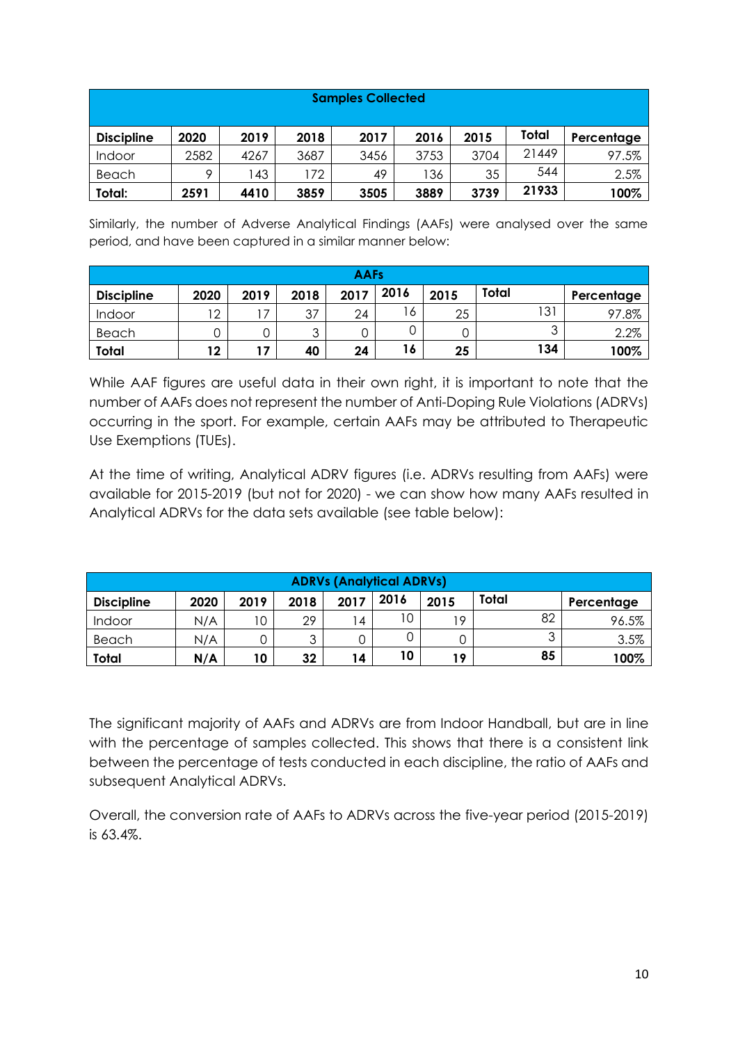| Samples Collected | | | | | | | | |
|---|---|---|---|---|---|---|---|---|
| **Discipline** | **2020** | **2019** | **2018** | **2017** | **2016** | **2015** | **Total** | **Percentage** |
| Indoor | 2582 | 4267 | 3687 | 3456 | 3753 | 3704 | 21449 | 97.5% |
| Beach | 9 | 143 | 172 | 49 | 136 | 35 | 544 | 2.5% |
| **Total:** | **2591** | **4410** | **3859** | **3505** | **3889** | **3739** | **21933** | **100%** |

Similarly, the number of Adverse Analytical Findings (AAFs) were analysed over the same period, and have been captured in a similar manner below:

| AAFs | | | | | | | | |
|---|---|---|---|---|---|---|---|---|
| **Discipline** | **2020** | **2019** | **2018** | **2017** | **2016** | **2015** | **Total** | **Percentage** |
| Indoor | 12 | 17 | 37 | 24 | 16 | 25 | 131 | 97.8% |
| Beach | 0 | 0 | 3 | 0 | 0 | 0 | 3 | 2.2% |
| **Total** | **12** | **17** | **40** | **24** | **16** | **25** | **134** | **100%** |

While AAF figures are useful data in their own right, it is important to note that the number of AAFs does not represent the number of Anti-Doping Rule Violations (ADRVs) occurring in the sport. For example, certain AAFs may be attributed to Therapeutic Use Exemptions (TUEs).

At the time of writing, Analytical ADRV figures (i.e. ADRVs resulting from AAFs) were available for 2015-2019 (but not for 2020) - we can show how many AAFs resulted in Analytical ADRVs for the data sets available (see table below):

| ADRVs (Analytical ADRVs) | | | | | | | | |
|---|---|---|---|---|---|---|---|---|
| **Discipline** | **2020** | **2019** | **2018** | **2017** | **2016** | **2015** | **Total** | **Percentage** |
| Indoor | N/A | 10 | 29 | 14 | 10 | 19 | 82 | 96.5% |
| Beach | N/A | 0 | 3 | 0 | 0 | 0 | 3 | 3.5% |
| **Total** | **N/A** | **10** | **32** | **14** | **10** | **19** | **85** | **100%** |

The significant majority of AAFs and ADRVs are from Indoor Handball, but are in line with the percentage of samples collected. This shows that there is a consistent link between the percentage of tests conducted in each discipline, the ratio of AAFs and subsequent Analytical ADRVs.

Overall, the conversion rate of AAFs to ADRVs across the five-year period (2015-2019) is 63.4%.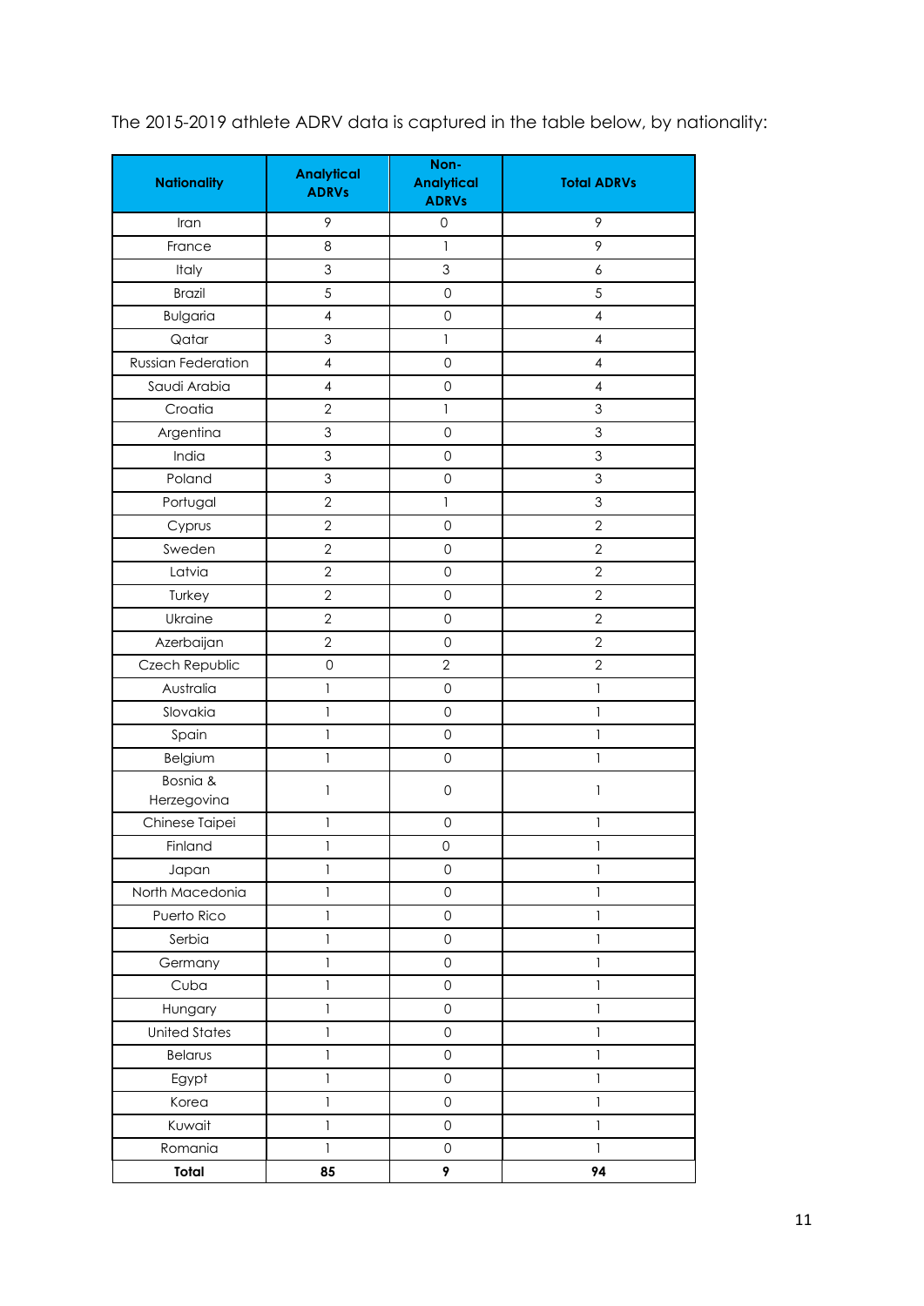The 2015-2019 athlete ADRV data is captured in the table below, by nationality:

| Nationality | Analytical ADRVs | Non-Analytical ADRVs | Total ADRVs |
|---|---|---|---|
| Iran | 9 | 0 | 9 |
| France | 8 | 1 | 9 |
| Italy | 3 | 3 | 6 |
| Brazil | 5 | 0 | 5 |
| Bulgaria | 4 | 0 | 4 |
| Qatar | 3 | 1 | 4 |
| Russian Federation | 4 | 0 | 4 |
| Saudi Arabia | 4 | 0 | 4 |
| Croatia | 2 | 1 | 3 |
| Argentina | 3 | 0 | 3 |
| India | 3 | 0 | 3 |
| Poland | 3 | 0 | 3 |
| Portugal | 2 | 1 | 3 |
| Cyprus | 2 | 0 | 2 |
| Sweden | 2 | 0 | 2 |
| Latvia | 2 | 0 | 2 |
| Turkey | 2 | 0 | 2 |
| Ukraine | 2 | 0 | 2 |
| Azerbaijan | 2 | 0 | 2 |
| Czech Republic | 0 | 2 | 2 |
| Australia | 1 | 0 | 1 |
| Slovakia | 1 | 0 | 1 |
| Spain | 1 | 0 | 1 |
| Belgium | 1 | 0 | 1 |
| Bosnia & Herzegovina | 1 | 0 | 1 |
| Chinese Taipei | 1 | 0 | 1 |
| Finland | 1 | 0 | 1 |
| Japan | 1 | 0 | 1 |
| North Macedonia | 1 | 0 | 1 |
| Puerto Rico | 1 | 0 | 1 |
| Serbia | 1 | 0 | 1 |
| Germany | 1 | 0 | 1 |
| Cuba | 1 | 0 | 1 |
| Hungary | 1 | 0 | 1 |
| United States | 1 | 0 | 1 |
| Belarus | 1 | 0 | 1 |
| Egypt | 1 | 0 | 1 |
| Korea | 1 | 0 | 1 |
| Kuwait | 1 | 0 | 1 |
| Romania | 1 | 0 | 1 |
| **Total** | **85** | **9** | **94** |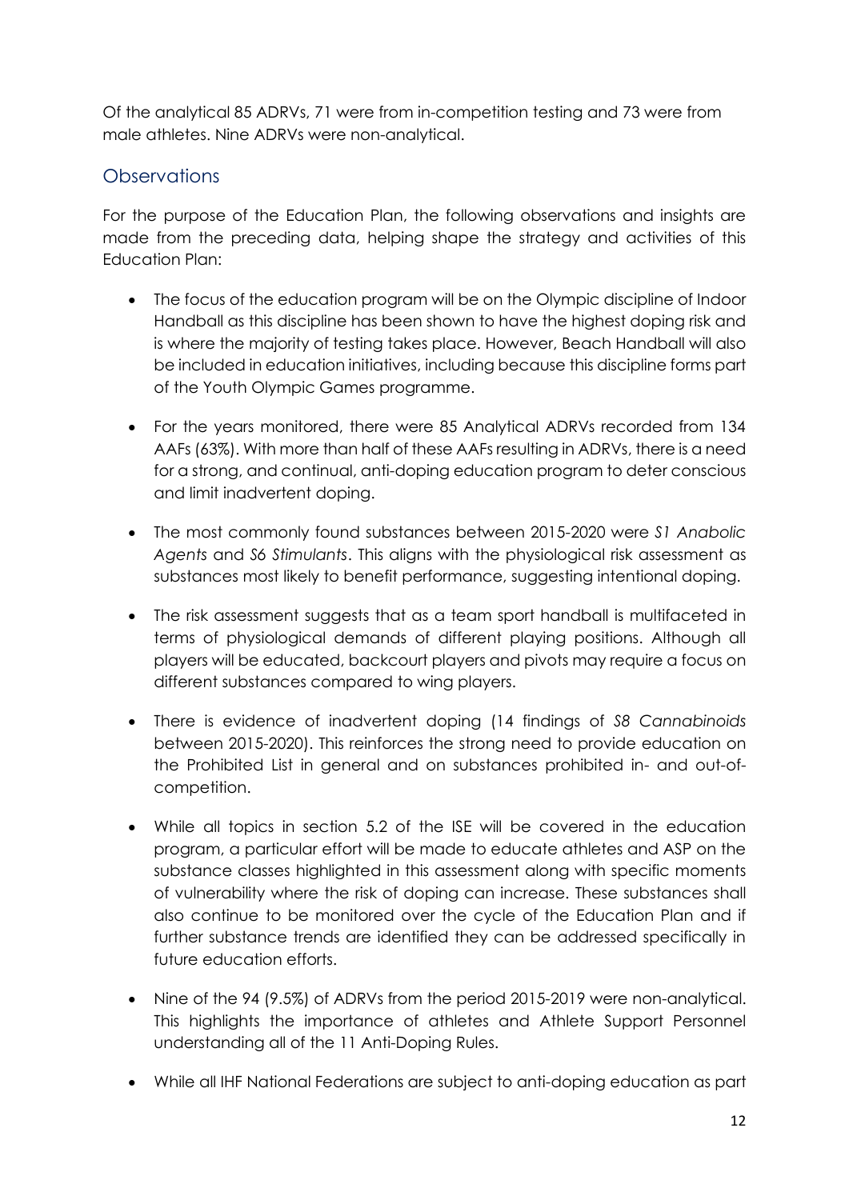Of the analytical 85 ADRVs, 71 were from in-competition testing and 73 were from male athletes. Nine ADRVs were non-analytical.

## Observations

For the purpose of the Education Plan, the following observations and insights are made from the preceding data, helping shape the strategy and activities of this Education Plan:

- The focus of the education program will be on the Olympic discipline of Indoor Handball as this discipline has been shown to have the highest doping risk and is where the majority of testing takes place. However, Beach Handball will also be included in education initiatives, including because this discipline forms part of the Youth Olympic Games programme.
- For the years monitored, there were 85 Analytical ADRVs recorded from 134 AAFs (63%). With more than half of these AAFs resulting in ADRVs, there is a need for a strong, and continual, anti-doping education program to deter conscious and limit inadvertent doping.
- The most commonly found substances between 2015-2020 were *S1 Anabolic Agents* and *S6 Stimulants*. This aligns with the physiological risk assessment as substances most likely to benefit performance, suggesting intentional doping.
- The risk assessment suggests that as a team sport handball is multifaceted in terms of physiological demands of different playing positions. Although all players will be educated, backcourt players and pivots may require a focus on different substances compared to wing players.
- There is evidence of inadvertent doping (14 findings of *S8 Cannabinoids* between 2015-2020). This reinforces the strong need to provide education on the Prohibited List in general and on substances prohibited in- and out-of-competition.
- While all topics in section 5.2 of the ISE will be covered in the education program, a particular effort will be made to educate athletes and ASP on the substance classes highlighted in this assessment along with specific moments of vulnerability where the risk of doping can increase. These substances shall also continue to be monitored over the cycle of the Education Plan and if further substance trends are identified they can be addressed specifically in future education efforts.
- Nine of the 94 (9.5%) of ADRVs from the period 2015-2019 were non-analytical. This highlights the importance of athletes and Athlete Support Personnel understanding all of the 11 Anti-Doping Rules.
- While all IHF National Federations are subject to anti-doping education as part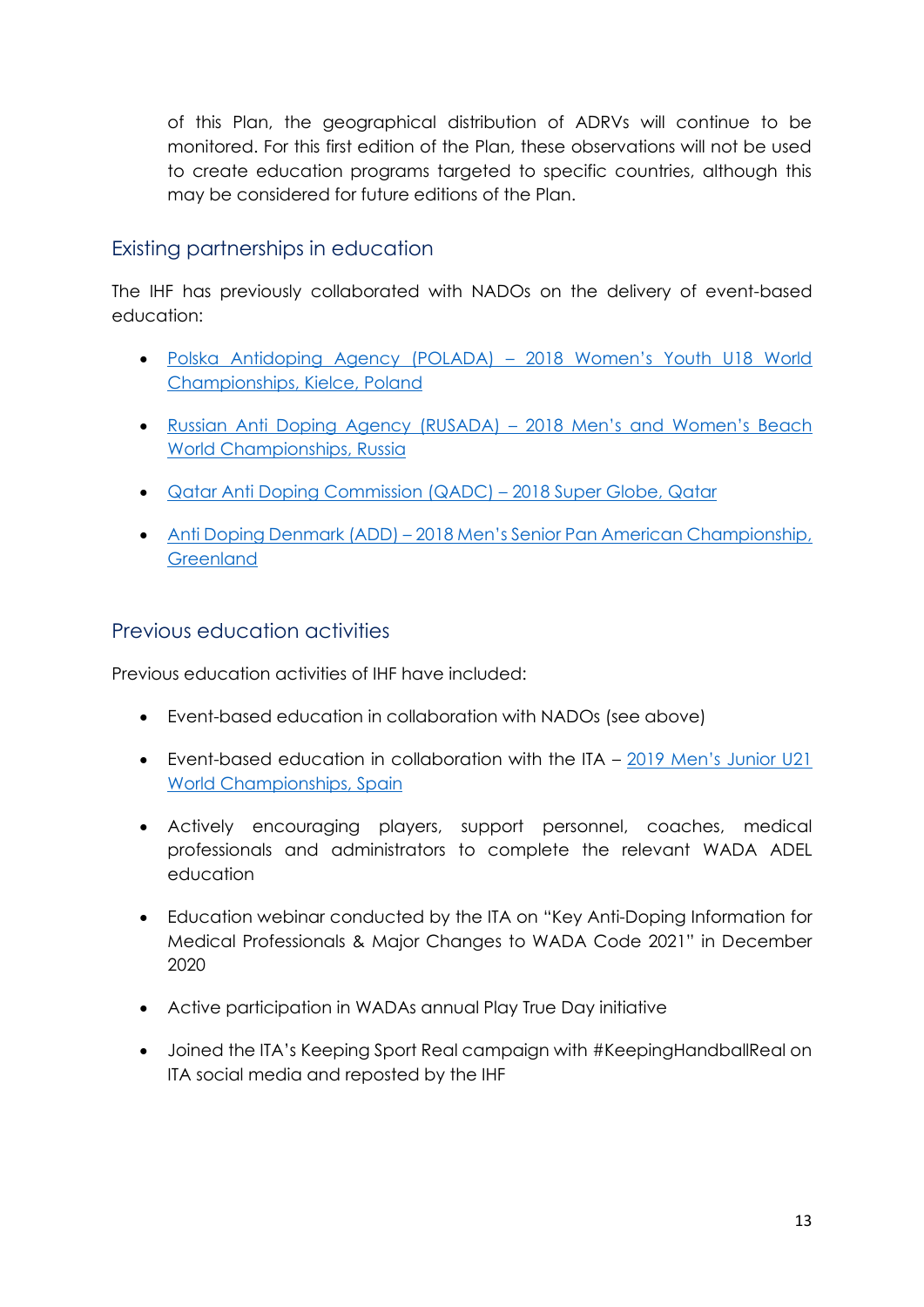of this Plan, the geographical distribution of ADRVs will continue to be monitored. For this first edition of the Plan, these observations will not be used to create education programs targeted to specific countries, although this may be considered for future editions of the Plan.

## Existing partnerships in education

The IHF has previously collaborated with NADOs on the delivery of event-based education:

- Polska Antidoping Agency (POLADA) – 2018 Women's Youth U18 World Championships, Kielce, Poland
- Russian Anti Doping Agency (RUSADA) – 2018 Men's and Women's Beach World Championships, Russia
- Qatar Anti Doping Commission (QADC) – 2018 Super Globe, Qatar
- Anti Doping Denmark (ADD) – 2018 Men's Senior Pan American Championship, Greenland

## Previous education activities

Previous education activities of IHF have included:

- Event-based education in collaboration with NADOs (see above)
- Event-based education in collaboration with the ITA – 2019 Men's Junior U21 World Championships, Spain
- Actively encouraging players, support personnel, coaches, medical professionals and administrators to complete the relevant WADA ADEL education
- Education webinar conducted by the ITA on "Key Anti-Doping Information for Medical Professionals & Major Changes to WADA Code 2021" in December 2020
- Active participation in WADAs annual Play True Day initiative
- Joined the ITA's Keeping Sport Real campaign with #KeepingHandballReal on ITA social media and reposted by the IHF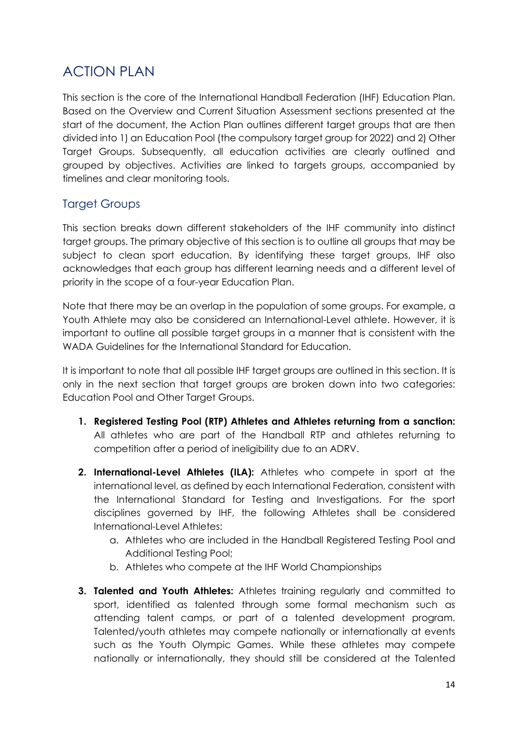# ACTION PLAN

This section is the core of the International Handball Federation (IHF) Education Plan. Based on the Overview and Current Situation Assessment sections presented at the start of the document, the Action Plan outlines different target groups that are then divided into 1) an Education Pool (the compulsory target group for 2022) and 2) Other Target Groups. Subsequently, all education activities are clearly outlined and grouped by objectives. Activities are linked to targets groups, accompanied by timelines and clear monitoring tools.

## Target Groups

This section breaks down different stakeholders of the IHF community into distinct target groups. The primary objective of this section is to outline all groups that may be subject to clean sport education. By identifying these target groups, IHF also acknowledges that each group has different learning needs and a different level of priority in the scope of a four-year Education Plan.

Note that there may be an overlap in the population of some groups. For example, a Youth Athlete may also be considered an International-Level athlete. However, it is important to outline all possible target groups in a manner that is consistent with the WADA Guidelines for the International Standard for Education.

It is important to note that all possible IHF target groups are outlined in this section. It is only in the next section that target groups are broken down into two categories: Education Pool and Other Target Groups.

1. **Registered Testing Pool (RTP) Athletes and Athletes returning from a sanction:** All athletes who are part of the Handball RTP and athletes returning to competition after a period of ineligibility due to an ADRV.
2. **International-Level Athletes (ILA):** Athletes who compete in sport at the international level, as defined by each International Federation, consistent with the International Standard for Testing and Investigations. For the sport disciplines governed by IHF, the following Athletes shall be considered International-Level Athletes:
   a. Athletes who are included in the Handball Registered Testing Pool and Additional Testing Pool;
   b. Athletes who compete at the IHF World Championships
3. **Talented and Youth Athletes:** Athletes training regularly and committed to sport, identified as talented through some formal mechanism such as attending talent camps, or part of a talented development program. Talented/youth athletes may compete nationally or internationally at events such as the Youth Olympic Games. While these athletes may compete nationally or internationally, they should still be considered at the Talented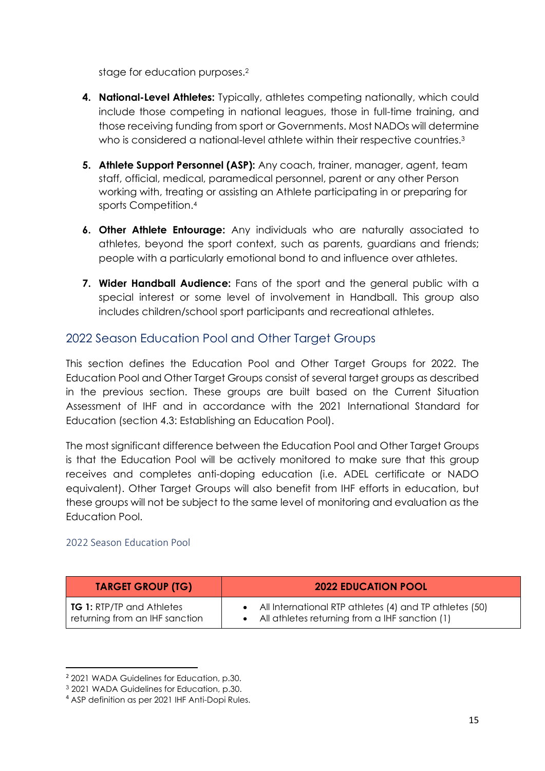stage for education purposes.[2]

4. **National-Level Athletes:** Typically, athletes competing nationally, which could include those competing in national leagues, those in full-time training, and those receiving funding from sport or Governments. Most NADOs will determine who is considered a national-level athlete within their respective countries.[3]

5. **Athlete Support Personnel (ASP):** Any coach, trainer, manager, agent, team staff, official, medical, paramedical personnel, parent or any other Person working with, treating or assisting an Athlete participating in or preparing for sports Competition.[4]

6. **Other Athlete Entourage:** Any individuals who are naturally associated to athletes, beyond the sport context, such as parents, guardians and friends; people with a particularly emotional bond to and influence over athletes.

7. **Wider Handball Audience:** Fans of the sport and the general public with a special interest or some level of involvement in Handball. This group also includes children/school sport participants and recreational athletes.

## 2022 Season Education Pool and Other Target Groups

This section defines the Education Pool and Other Target Groups for 2022. The Education Pool and Other Target Groups consist of several target groups as described in the previous section. These groups are built based on the Current Situation Assessment of IHF and in accordance with the 2021 International Standard for Education (section 4.3: Establishing an Education Pool).

The most significant difference between the Education Pool and Other Target Groups is that the Education Pool will be actively monitored to make sure that this group receives and completes anti-doping education (i.e. ADEL certificate or NADO equivalent). Other Target Groups will also benefit from IHF efforts in education, but these groups will not be subject to the same level of monitoring and evaluation as the Education Pool.

### 2022 Season Education Pool

| TARGET GROUP (TG) | 2022 EDUCATION POOL |
| --- | --- |
| **TG 1:** RTP/TP and Athletes returning from an IHF sanction | • All International RTP athletes (4) and TP athletes (50)<br>• All athletes returning from a IHF sanction (1) |

[2] 2021 WADA Guidelines for Education, p.30.
[3] 2021 WADA Guidelines for Education, p.30.
[4] ASP definition as per 2021 IHF Anti-Dopi Rules.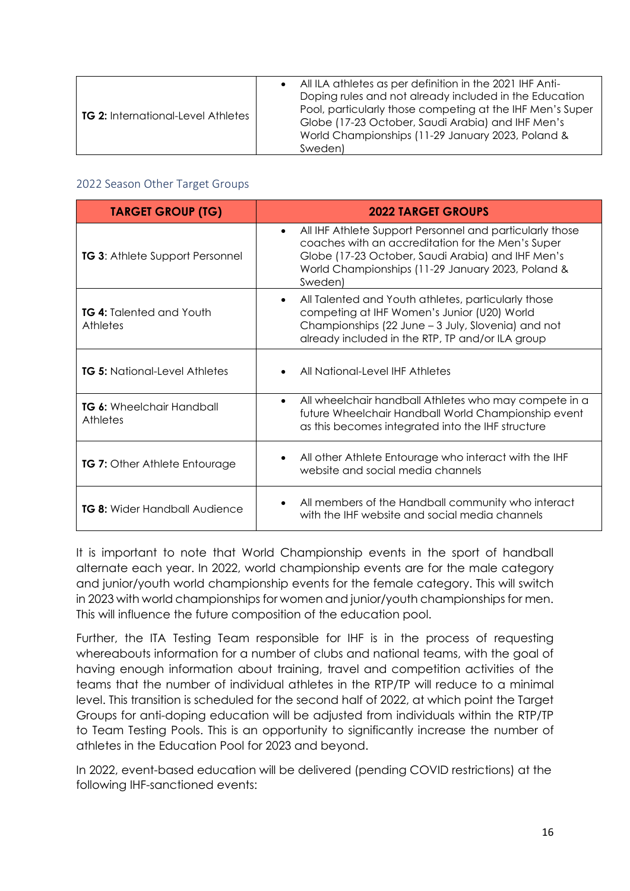| | |
|---|---|
| **TG 2:** International-Level Athletes | • All ILA athletes as per definition in the 2021 IHF Anti-Doping rules and not already included in the Education Pool, particularly those competing at the IHF Men's Super Globe (17-23 October, Saudi Arabia) and IHF Men's World Championships (11-29 January 2023, Poland & Sweden) |

### 2022 Season Other Target Groups

| TARGET GROUP (TG) | 2022 TARGET GROUPS |
|---|---|
| **TG 3**: Athlete Support Personnel | • All IHF Athlete Support Personnel and particularly those coaches with an accreditation for the Men's Super Globe (17-23 October, Saudi Arabia) and IHF Men's World Championships (11-29 January 2023, Poland & Sweden) |
| **TG 4:** Talented and Youth Athletes | • All Talented and Youth athletes, particularly those competing at IHF Women's Junior (U20) World Championships (22 June – 3 July, Slovenia) and not already included in the RTP, TP and/or ILA group |
| **TG 5:** National-Level Athletes | • All National-Level IHF Athletes |
| **TG 6:** Wheelchair Handball Athletes | • All wheelchair handball Athletes who may compete in a future Wheelchair Handball World Championship event as this becomes integrated into the IHF structure |
| **TG 7:** Other Athlete Entourage | • All other Athlete Entourage who interact with the IHF website and social media channels |
| **TG 8:** Wider Handball Audience | • All members of the Handball community who interact with the IHF website and social media channels |

It is important to note that World Championship events in the sport of handball alternate each year. In 2022, world championship events are for the male category and junior/youth world championship events for the female category. This will switch in 2023 with world championships for women and junior/youth championships for men. This will influence the future composition of the education pool.

Further, the ITA Testing Team responsible for IHF is in the process of requesting whereabouts information for a number of clubs and national teams, with the goal of having enough information about training, travel and competition activities of the teams that the number of individual athletes in the RTP/TP will reduce to a minimal level. This transition is scheduled for the second half of 2022, at which point the Target Groups for anti-doping education will be adjusted from individuals within the RTP/TP to Team Testing Pools. This is an opportunity to significantly increase the number of athletes in the Education Pool for 2023 and beyond.

In 2022, event-based education will be delivered (pending COVID restrictions) at the following IHF-sanctioned events: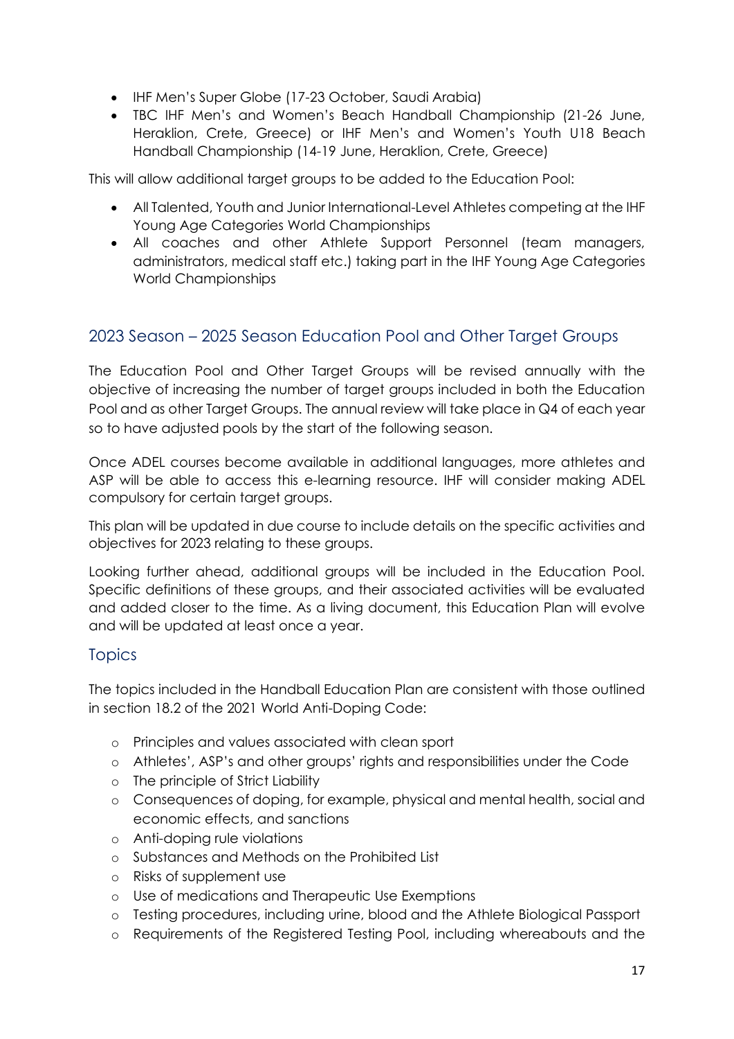- IHF Men's Super Globe (17-23 October, Saudi Arabia)
- TBC IHF Men's and Women's Beach Handball Championship (21-26 June, Heraklion, Crete, Greece) or IHF Men's and Women's Youth U18 Beach Handball Championship (14-19 June, Heraklion, Crete, Greece)

This will allow additional target groups to be added to the Education Pool:

- All Talented, Youth and Junior International-Level Athletes competing at the IHF Young Age Categories World Championships
- All coaches and other Athlete Support Personnel (team managers, administrators, medical staff etc.) taking part in the IHF Young Age Categories World Championships

## 2023 Season – 2025 Season Education Pool and Other Target Groups

The Education Pool and Other Target Groups will be revised annually with the objective of increasing the number of target groups included in both the Education Pool and as other Target Groups. The annual review will take place in Q4 of each year so to have adjusted pools by the start of the following season.

Once ADEL courses become available in additional languages, more athletes and ASP will be able to access this e-learning resource. IHF will consider making ADEL compulsory for certain target groups.

This plan will be updated in due course to include details on the specific activities and objectives for 2023 relating to these groups.

Looking further ahead, additional groups will be included in the Education Pool. Specific definitions of these groups, and their associated activities will be evaluated and added closer to the time. As a living document, this Education Plan will evolve and will be updated at least once a year.

## Topics

The topics included in the Handball Education Plan are consistent with those outlined in section 18.2 of the 2021 World Anti-Doping Code:

- Principles and values associated with clean sport
- Athletes', ASP's and other groups' rights and responsibilities under the Code
- The principle of Strict Liability
- Consequences of doping, for example, physical and mental health, social and economic effects, and sanctions
- Anti-doping rule violations
- Substances and Methods on the Prohibited List
- Risks of supplement use
- Use of medications and Therapeutic Use Exemptions
- Testing procedures, including urine, blood and the Athlete Biological Passport
- Requirements of the Registered Testing Pool, including whereabouts and the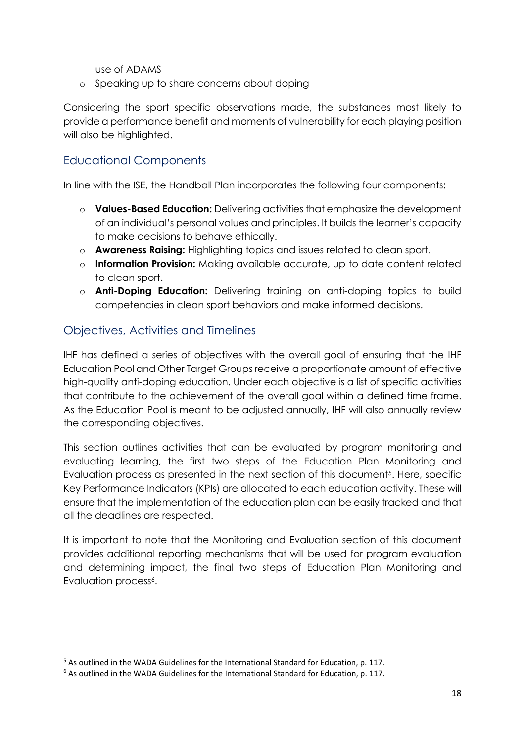use of ADAMS

- Speaking up to share concerns about doping

Considering the sport specific observations made, the substances most likely to provide a performance benefit and moments of vulnerability for each playing position will also be highlighted.

## Educational Components

In line with the ISE, the Handball Plan incorporates the following four components:

- **Values-Based Education:** Delivering activities that emphasize the development of an individual's personal values and principles. It builds the learner's capacity to make decisions to behave ethically.
- **Awareness Raising:** Highlighting topics and issues related to clean sport.
- **Information Provision:** Making available accurate, up to date content related to clean sport.
- **Anti-Doping Education:** Delivering training on anti-doping topics to build competencies in clean sport behaviors and make informed decisions.

## Objectives, Activities and Timelines

IHF has defined a series of objectives with the overall goal of ensuring that the IHF Education Pool and Other Target Groups receive a proportionate amount of effective high-quality anti-doping education. Under each objective is a list of specific activities that contribute to the achievement of the overall goal within a defined time frame. As the Education Pool is meant to be adjusted annually, IHF will also annually review the corresponding objectives.

This section outlines activities that can be evaluated by program monitoring and evaluating learning, the first two steps of the Education Plan Monitoring and Evaluation process as presented in the next section of this document[5]. Here, specific Key Performance Indicators (KPIs) are allocated to each education activity. These will ensure that the implementation of the education plan can be easily tracked and that all the deadlines are respected.

It is important to note that the Monitoring and Evaluation section of this document provides additional reporting mechanisms that will be used for program evaluation and determining impact, the final two steps of Education Plan Monitoring and Evaluation process[6].

[5] As outlined in the WADA Guidelines for the International Standard for Education, p. 117.

[6] As outlined in the WADA Guidelines for the International Standard for Education, p. 117.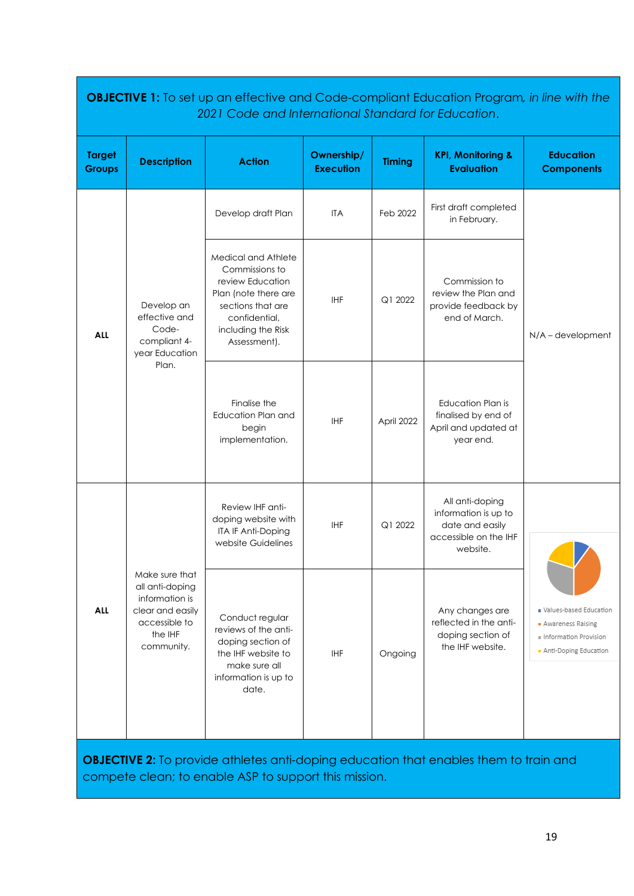**OBJECTIVE 1:** To set up an effective and Code-compliant Education Program, *in line with the 2021 Code and International Standard for Education*.

| Target Groups | Description | Action | Ownership/ Execution | Timing | KPI, Monitoring & Evaluation | Education Components |
|---|---|---|---|---|---|---|
| ALL | Develop an effective and Code-compliant 4-year Education Plan. | Develop draft Plan | ITA | Feb 2022 | First draft completed in February. | N/A – development |
| | | Medical and Athlete Commissions to review Education Plan (note there are sections that are confidential, including the Risk Assessment). | IHF | Q1 2022 | Commission to review the Plan and provide feedback by end of March. | |
| | | Finalise the Education Plan and begin implementation. | IHF | April 2022 | Education Plan is finalised by end of April and updated at year end. | |
| ALL | Make sure that all anti-doping information is clear and easily accessible to the IHF community. | Review IHF anti-doping website with ITA IF Anti-Doping website Guidelines | IHF | Q1 2022 | All anti-doping information is up to date and easily accessible on the IHF website. | Values-based Education; Awareness Raising; Information Provision; Anti-Doping Education |
| | | Conduct regular reviews of the anti-doping section of the IHF website to make sure all information is up to date. | IHF | Ongoing | Any changes are reflected in the anti-doping section of the IHF website. | |

**OBJECTIVE 2:** To provide athletes anti-doping education that enables them to train and compete clean; to enable ASP to support this mission.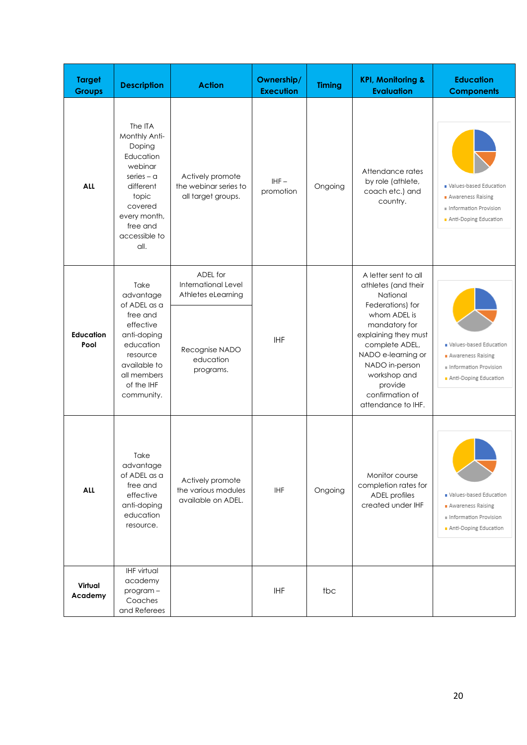| Target Groups | Description | Action | Ownership/ Execution | Timing | KPI, Monitoring & Evaluation | Education Components |
|---|---|---|---|---|---|---|
| **ALL** | The ITA Monthly Anti-Doping Education webinar series – a different topic covered every month, free and accessible to all. | Actively promote the webinar series to all target groups. | IHF – promotion | Ongoing | Attendance rates by role (athlete, coach etc.) and country. | Values-based Education; Awareness Raising; Information Provision; Anti-Doping Education |
| **Education Pool** | Take advantage of ADEL as a free and effective anti-doping education resource available to all members of the IHF community. | ADEL for International Level Athletes eLearning<br>Recognise NADO education programs. | IHF | | A letter sent to all athletes (and their National Federations) for whom ADEL is mandatory for explaining they must complete ADEL, NADO e-learning or NADO in-person workshop and provide confirmation of attendance to IHF. | Values-based Education; Awareness Raising; Information Provision; Anti-Doping Education |
| **ALL** | Take advantage of ADEL as a free and effective anti-doping education resource. | Actively promote the various modules available on ADEL. | IHF | Ongoing | Monitor course completion rates for ADEL profiles created under IHF | Values-based Education; Awareness Raising; Information Provision; Anti-Doping Education |
| **Virtual Academy** | IHF virtual academy program – Coaches and Referees | | IHF | tbc | | |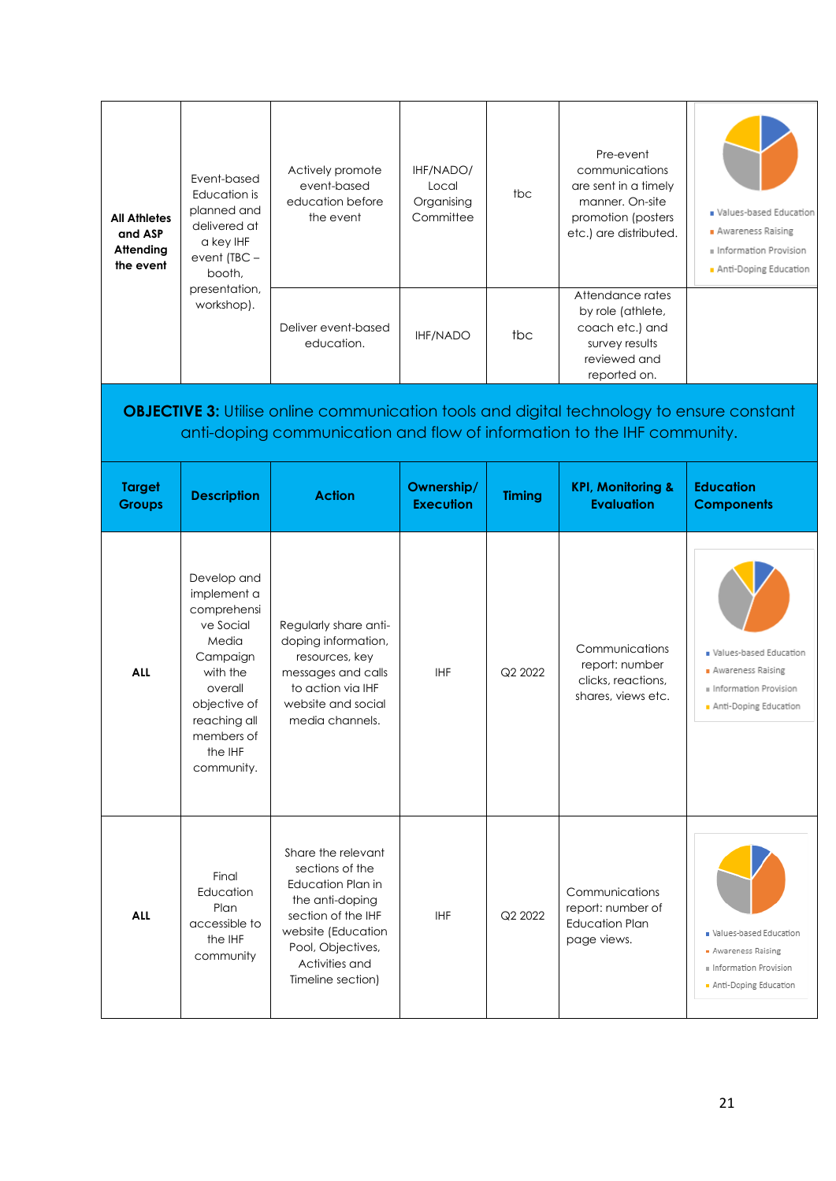| | | | | | | |
|---|---|---|---|---|---|---|
| **All Athletes and ASP Attending the event** | Event-based Education is planned and delivered at a key IHF event (TBC – booth, presentation, workshop). | Actively promote event-based education before the event | IHF/NADO/ Local Organising Committee | tbc | Pre-event communications are sent in a timely manner. On-site promotion (posters etc.) are distributed. | Values-based Education; Awareness Raising; Information Provision; Anti-Doping Education |
| | | Deliver event-based education. | IHF/NADO | tbc | Attendance rates by role (athlete, coach etc.) and survey results reviewed and reported on. | |

**OBJECTIVE 3:** Utilise online communication tools and digital technology to ensure constant anti-doping communication and flow of information to the IHF community.

| Target Groups | Description | Action | Ownership/ Execution | Timing | KPI, Monitoring & Evaluation | Education Components |
|---|---|---|---|---|---|---|
| **ALL** | Develop and implement a comprehensive Social Media Campaign with the overall objective of reaching all members of the IHF community. | Regularly share anti-doping information, resources, key messages and calls to action via IHF website and social media channels. | IHF | Q2 2022 | Communications report: number clicks, reactions, shares, views etc. | Values-based Education; Awareness Raising; Information Provision; Anti-Doping Education |
| **ALL** | Final Education Plan accessible to the IHF community | Share the relevant sections of the Education Plan in the anti-doping section of the IHF website (Education Pool, Objectives, Activities and Timeline section) | IHF | Q2 2022 | Communications report: number of Education Plan page views. | Values-based Education; Awareness Raising; Information Provision; Anti-Doping Education |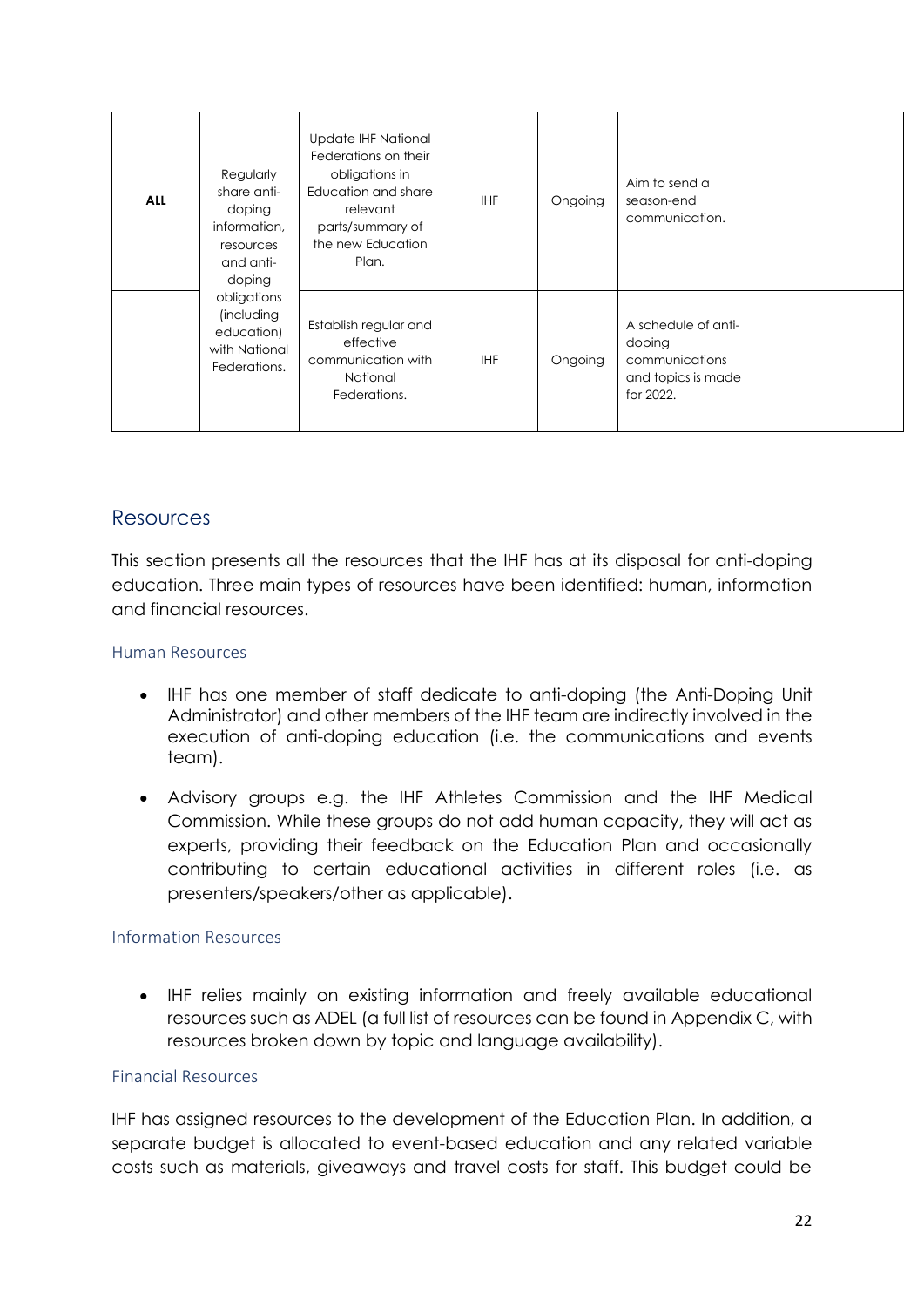| ALL | Regularly share anti-doping information, resources and anti-doping obligations (including education) with National Federations. | Update IHF National Federations on their obligations in Education and share relevant parts/summary of the new Education Plan. | IHF | Ongoing | Aim to send a season-end communication. | |
|---|---|---|---|---|---|---|
| | | Establish regular and effective communication with National Federations. | IHF | Ongoing | A schedule of anti-doping communications and topics is made for 2022. | |

## Resources

This section presents all the resources that the IHF has at its disposal for anti-doping education. Three main types of resources have been identified: human, information and financial resources.

### Human Resources

- IHF has one member of staff dedicate to anti-doping (the Anti-Doping Unit Administrator) and other members of the IHF team are indirectly involved in the execution of anti-doping education (i.e. the communications and events team).
- Advisory groups e.g. the IHF Athletes Commission and the IHF Medical Commission. While these groups do not add human capacity, they will act as experts, providing their feedback on the Education Plan and occasionally contributing to certain educational activities in different roles (i.e. as presenters/speakers/other as applicable).

### Information Resources

- IHF relies mainly on existing information and freely available educational resources such as ADEL (a full list of resources can be found in Appendix C, with resources broken down by topic and language availability).

### Financial Resources

IHF has assigned resources to the development of the Education Plan. In addition, a separate budget is allocated to event-based education and any related variable costs such as materials, giveaways and travel costs for staff. This budget could be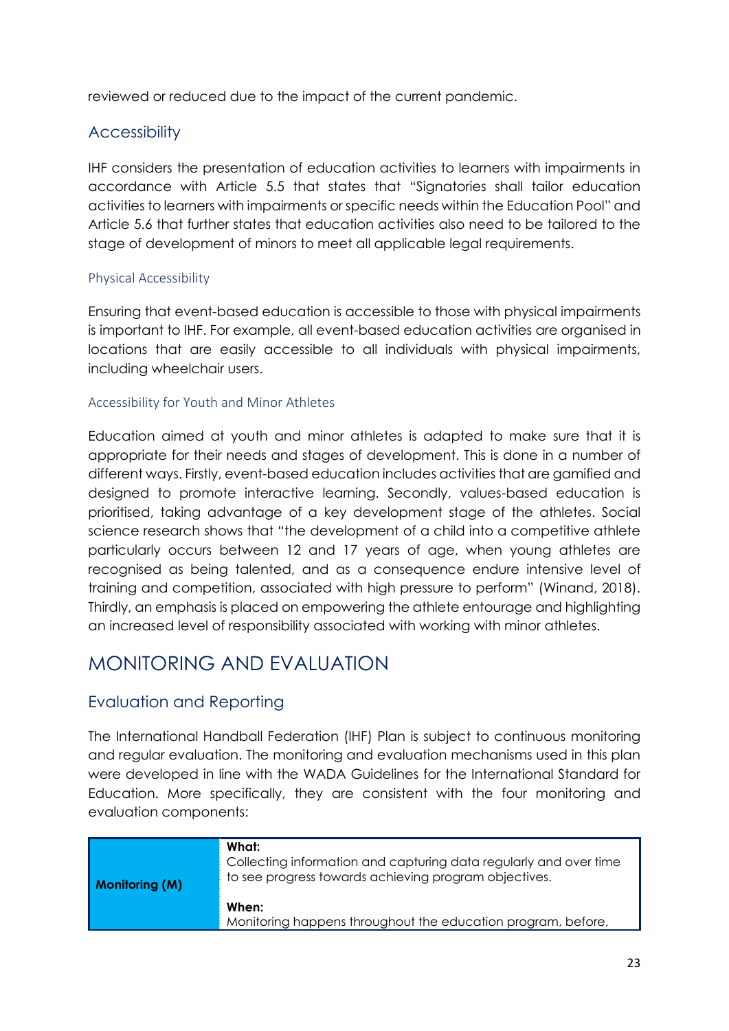reviewed or reduced due to the impact of the current pandemic.

## Accessibility

IHF considers the presentation of education activities to learners with impairments in accordance with Article 5.5 that states that "Signatories shall tailor education activities to learners with impairments or specific needs within the Education Pool" and Article 5.6 that further states that education activities also need to be tailored to the stage of development of minors to meet all applicable legal requirements.

### Physical Accessibility

Ensuring that event-based education is accessible to those with physical impairments is important to IHF. For example, all event-based education activities are organised in locations that are easily accessible to all individuals with physical impairments, including wheelchair users.

### Accessibility for Youth and Minor Athletes

Education aimed at youth and minor athletes is adapted to make sure that it is appropriate for their needs and stages of development. This is done in a number of different ways. Firstly, event-based education includes activities that are gamified and designed to promote interactive learning. Secondly, values-based education is prioritised, taking advantage of a key development stage of the athletes. Social science research shows that "the development of a child into a competitive athlete particularly occurs between 12 and 17 years of age, when young athletes are recognised as being talented, and as a consequence endure intensive level of training and competition, associated with high pressure to perform" (Winand, 2018). Thirdly, an emphasis is placed on empowering the athlete entourage and highlighting an increased level of responsibility associated with working with minor athletes.

# MONITORING AND EVALUATION

## Evaluation and Reporting

The International Handball Federation (IHF) Plan is subject to continuous monitoring and regular evaluation. The monitoring and evaluation mechanisms used in this plan were developed in line with the WADA Guidelines for the International Standard for Education. More specifically, they are consistent with the four monitoring and evaluation components:

| | |
|---|---|
| **Monitoring (M)** | **What:**<br>Collecting information and capturing data regularly and over time to see progress towards achieving program objectives.<br><br>**When:**<br>Monitoring happens throughout the education program, before, |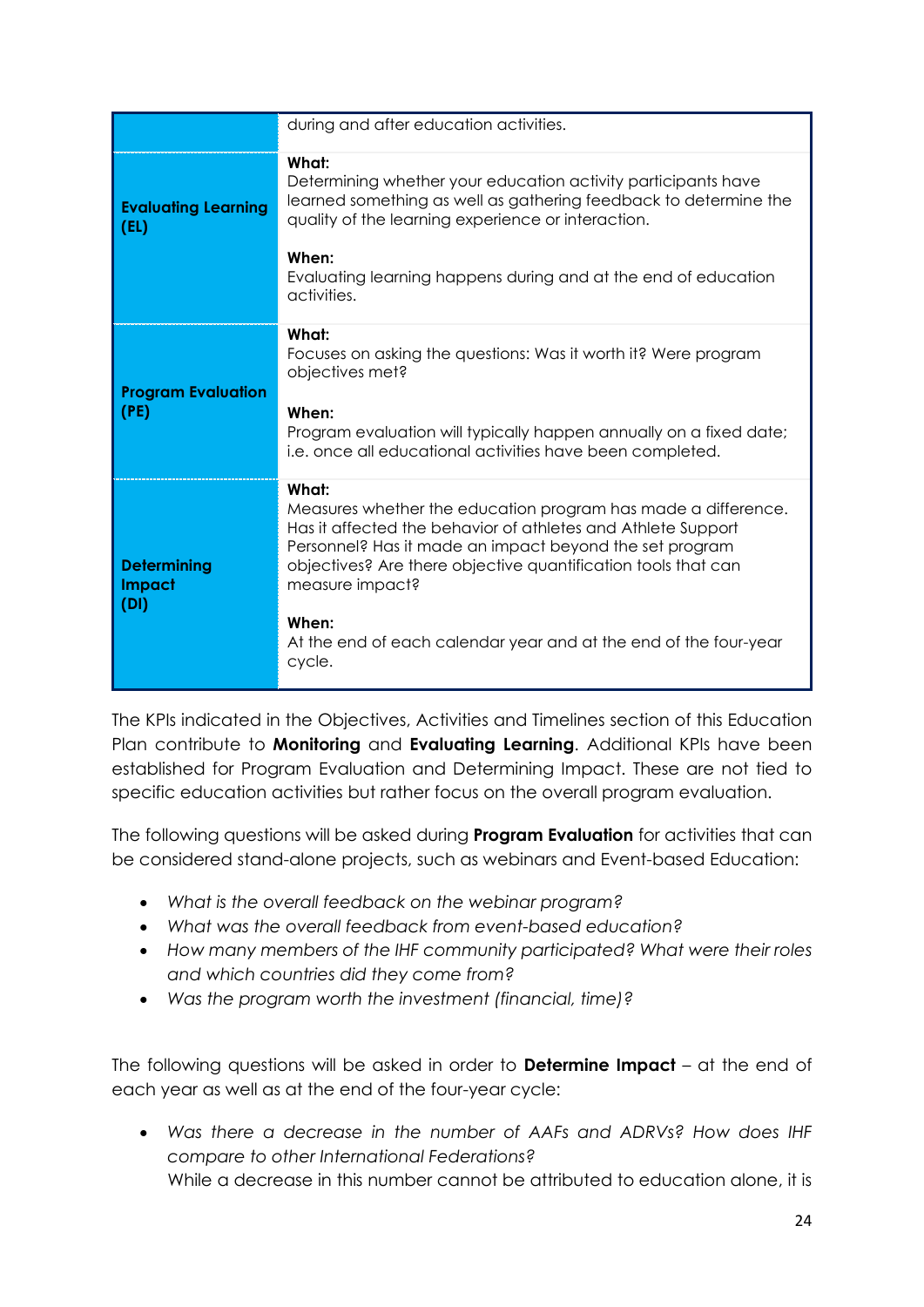| | |
|---|---|
| | during and after education activities. |
| **Evaluating Learning (EL)** | **What:**<br>Determining whether your education activity participants have learned something as well as gathering feedback to determine the quality of the learning experience or interaction.<br><br>**When:**<br>Evaluating learning happens during and at the end of education activities. |
| **Program Evaluation (PE)** | **What:**<br>Focuses on asking the questions: Was it worth it? Were program objectives met?<br><br>**When:**<br>Program evaluation will typically happen annually on a fixed date; i.e. once all educational activities have been completed. |
| **Determining Impact (DI)** | **What:**<br>Measures whether the education program has made a difference. Has it affected the behavior of athletes and Athlete Support Personnel? Has it made an impact beyond the set program objectives? Are there objective quantification tools that can measure impact?<br><br>**When:**<br>At the end of each calendar year and at the end of the four-year cycle. |

The KPIs indicated in the Objectives, Activities and Timelines section of this Education Plan contribute to **Monitoring** and **Evaluating Learning**. Additional KPIs have been established for Program Evaluation and Determining Impact. These are not tied to specific education activities but rather focus on the overall program evaluation.

The following questions will be asked during **Program Evaluation** for activities that can be considered stand-alone projects, such as webinars and Event-based Education:

- *What is the overall feedback on the webinar program?*
- *What was the overall feedback from event-based education?*
- *How many members of the IHF community participated? What were their roles and which countries did they come from?*
- *Was the program worth the investment (financial, time)?*

The following questions will be asked in order to **Determine Impact** – at the end of each year as well as at the end of the four-year cycle:

- *Was there a decrease in the number of AAFs and ADRVs? How does IHF compare to other International Federations?*
  While a decrease in this number cannot be attributed to education alone, it is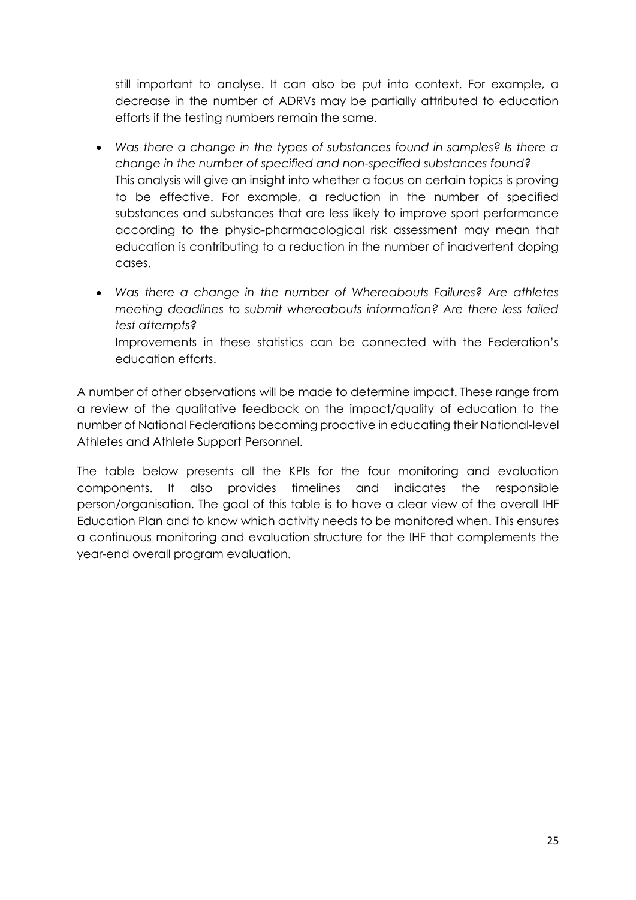still important to analyse. It can also be put into context. For example, a decrease in the number of ADRVs may be partially attributed to education efforts if the testing numbers remain the same.

- *Was there a change in the types of substances found in samples? Is there a change in the number of specified and non-specified substances found?*
  This analysis will give an insight into whether a focus on certain topics is proving to be effective. For example, a reduction in the number of specified substances and substances that are less likely to improve sport performance according to the physio-pharmacological risk assessment may mean that education is contributing to a reduction in the number of inadvertent doping cases.
- *Was there a change in the number of Whereabouts Failures? Are athletes meeting deadlines to submit whereabouts information? Are there less failed test attempts?*
  Improvements in these statistics can be connected with the Federation's education efforts.

A number of other observations will be made to determine impact. These range from a review of the qualitative feedback on the impact/quality of education to the number of National Federations becoming proactive in educating their National-level Athletes and Athlete Support Personnel.

The table below presents all the KPIs for the four monitoring and evaluation components. It also provides timelines and indicates the responsible person/organisation. The goal of this table is to have a clear view of the overall IHF Education Plan and to know which activity needs to be monitored when. This ensures a continuous monitoring and evaluation structure for the IHF that complements the year-end overall program evaluation.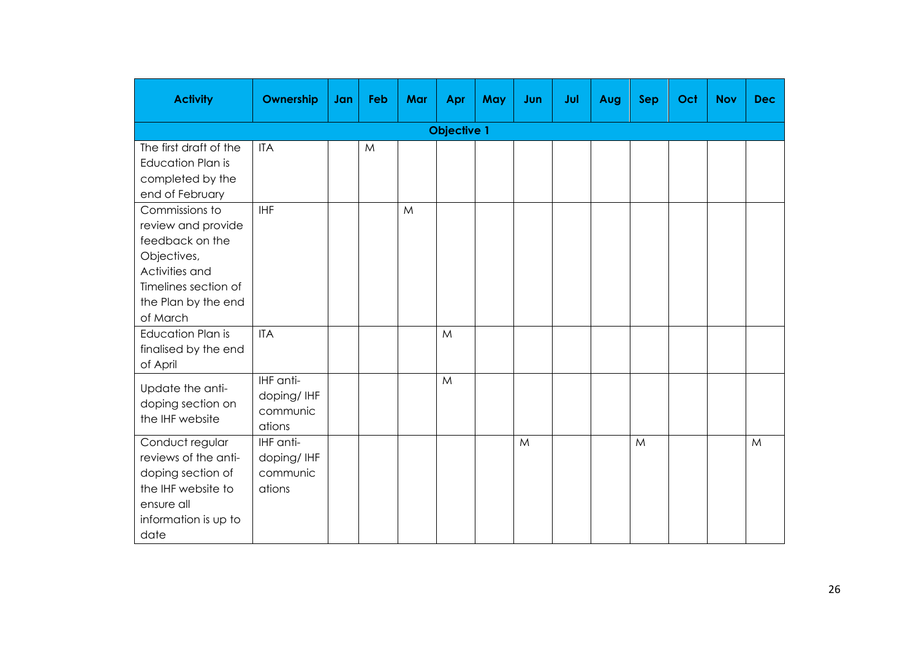| Activity | Ownership | Jan | Feb | Mar | Apr | May | Jun | Jul | Aug | Sep | Oct | Nov | Dec |
|---|---|---|---|---|---|---|---|---|---|---|---|---|---|
| **Objective 1** | | | | | | | | | | | | | |
| The first draft of the Education Plan is completed by the end of February | ITA | | M | | | | | | | | | | |
| Commissions to review and provide feedback on the Objectives, Activities and Timelines section of the Plan by the end of March | IHF | | | M | | | | | | | | | |
| Education Plan is finalised by the end of April | ITA | | | | M | | | | | | | | |
| Update the anti-doping section on the IHF website | IHF anti-doping/ IHF communications | | | | M | | | | | | | | |
| Conduct regular reviews of the anti-doping section of the IHF website to ensure all information is up to date | IHF anti-doping/ IHF communications | | | | | | M | | | M | | | M |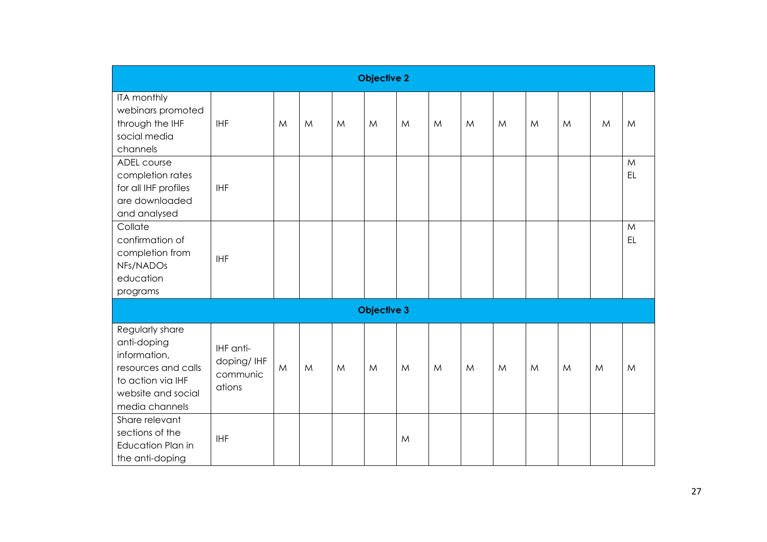| Objective 2 | | | | | | | | | | | | | |
|---|---|---|---|---|---|---|---|---|---|---|---|---|---|
| ITA monthly webinars promoted through the IHF social media channels | IHF | M | M | M | M | M | M | M | M | M | M | M | M |
| ADEL course completion rates for all IHF profiles are downloaded and analysed | IHF | | | | | | | | | | | | M EL |
| Collate confirmation of completion from NFs/NADOs education programs | IHF | | | | | | | | | | | | M EL |
| **Objective 3** | | | | | | | | | | | | | |
| Regularly share anti-doping information, resources and calls to action via IHF website and social media channels | IHF anti-doping/ IHF communications | M | M | M | M | M | M | M | M | M | M | M | M |
| Share relevant sections of the Education Plan in the anti-doping | IHF | | | | | M | | | | | | | |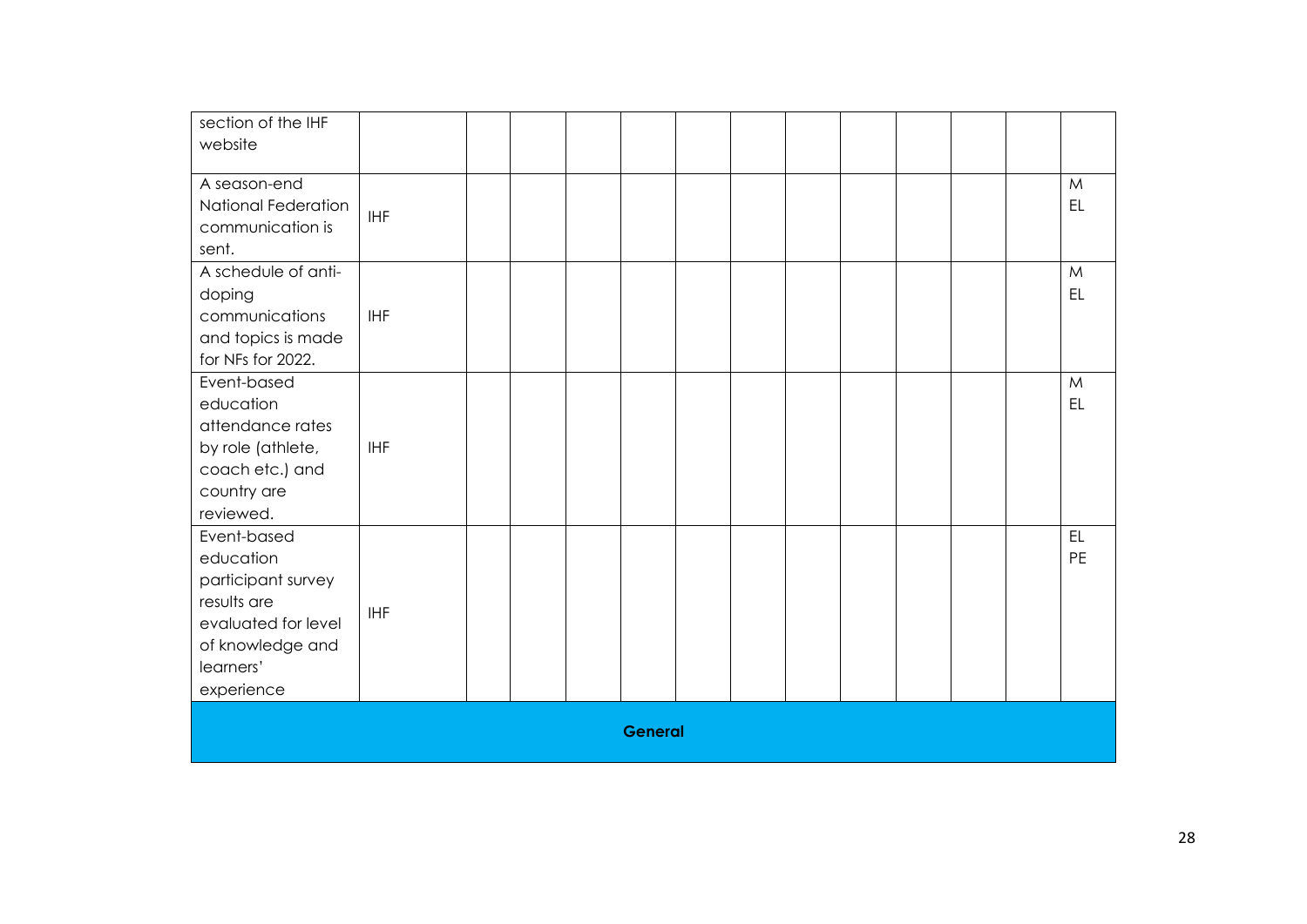| | | | | | | | | | | | | | |
|---|---|---|---|---|---|---|---|---|---|---|---|---|---|
| section of the IHF website | | | | | | | | | | | | | |
| A season-end National Federation communication is sent. | IHF | | | | | | | | | | | | M EL |
| A schedule of anti-doping communications and topics is made for NFs for 2022. | IHF | | | | | | | | | | | | M EL |
| Event-based education attendance rates by role (athlete, coach etc.) and country are reviewed. | IHF | | | | | | | | | | | | M EL |
| Event-based education participant survey results are evaluated for level of knowledge and learners' experience | IHF | | | | | | | | | | | | EL PE |
| **General** | | | | | | | | | | | | | |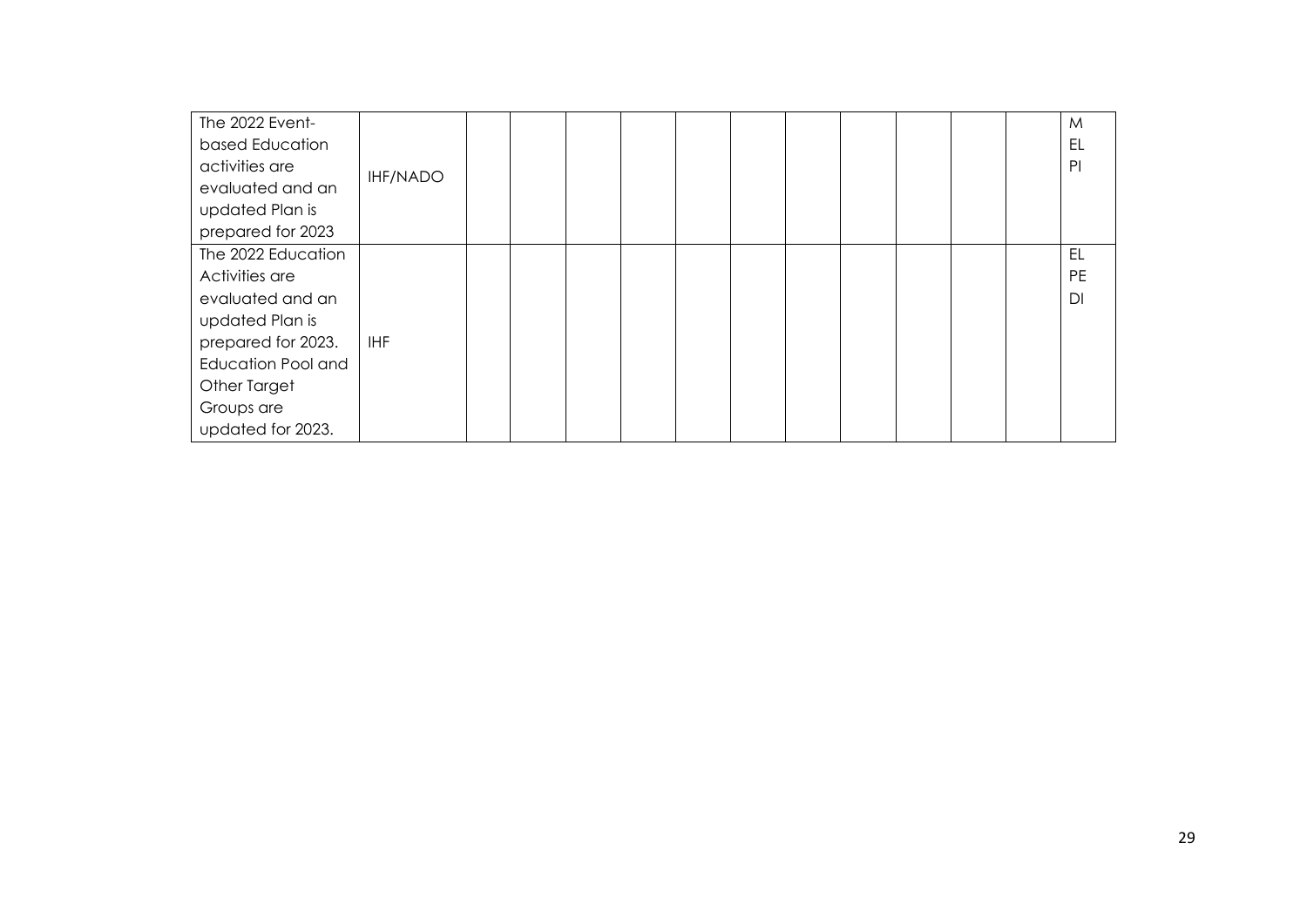| | | | | | | | | | | | | | |
|---|---|---|---|---|---|---|---|---|---|---|---|---|---|
| The 2022 Event-based Education activities are evaluated and an updated Plan is prepared for 2023 | IHF/NADO | | | | | | | | | | | | M EL PI |
| The 2022 Education Activities are evaluated and an updated Plan is prepared for 2023. Education Pool and Other Target Groups are updated for 2023. | IHF | | | | | | | | | | | | EL PE DI |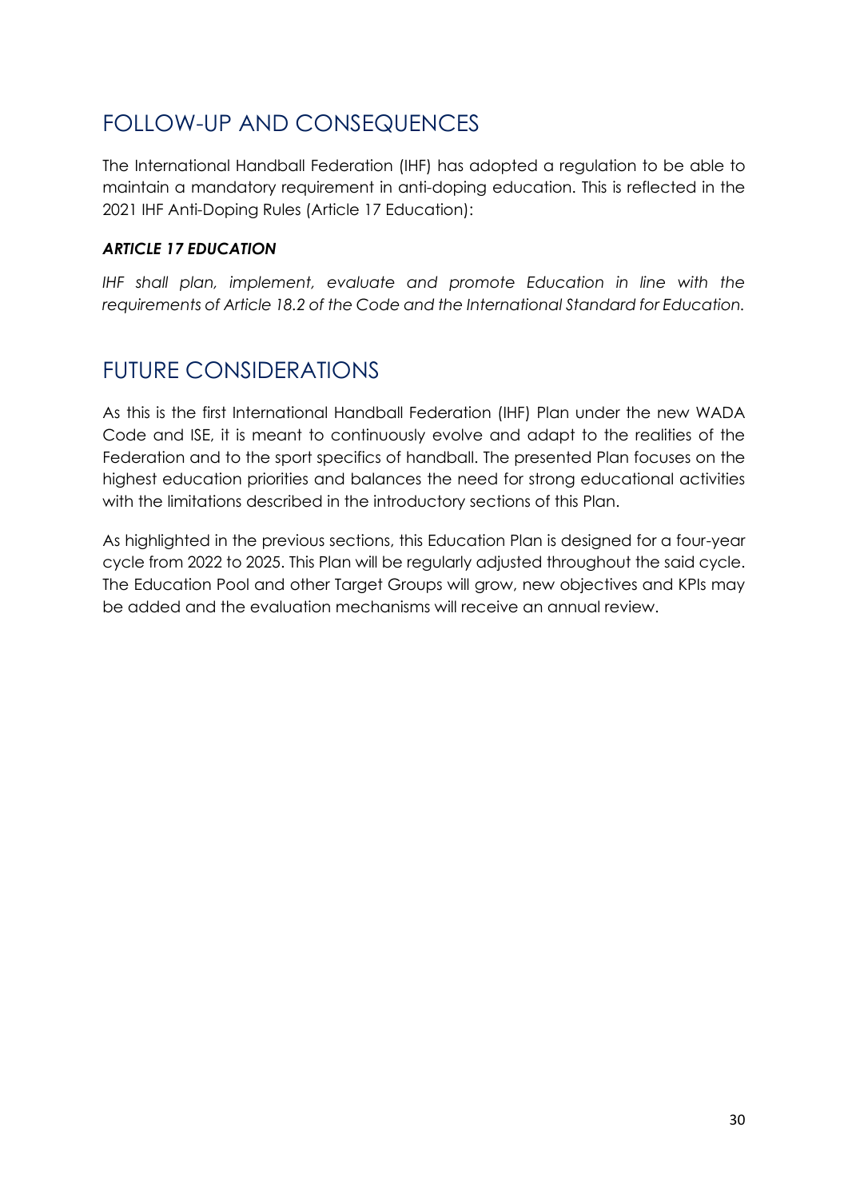## FOLLOW-UP AND CONSEQUENCES

The International Handball Federation (IHF) has adopted a regulation to be able to maintain a mandatory requirement in anti-doping education. This is reflected in the 2021 IHF Anti-Doping Rules (Article 17 Education):

***ARTICLE 17 EDUCATION***

*IHF shall plan, implement, evaluate and promote Education in line with the requirements of Article 18.2 of the Code and the International Standard for Education.*

## FUTURE CONSIDERATIONS

As this is the first International Handball Federation (IHF) Plan under the new WADA Code and ISE, it is meant to continuously evolve and adapt to the realities of the Federation and to the sport specifics of handball. The presented Plan focuses on the highest education priorities and balances the need for strong educational activities with the limitations described in the introductory sections of this Plan.

As highlighted in the previous sections, this Education Plan is designed for a four-year cycle from 2022 to 2025. This Plan will be regularly adjusted throughout the said cycle. The Education Pool and other Target Groups will grow, new objectives and KPIs may be added and the evaluation mechanisms will receive an annual review.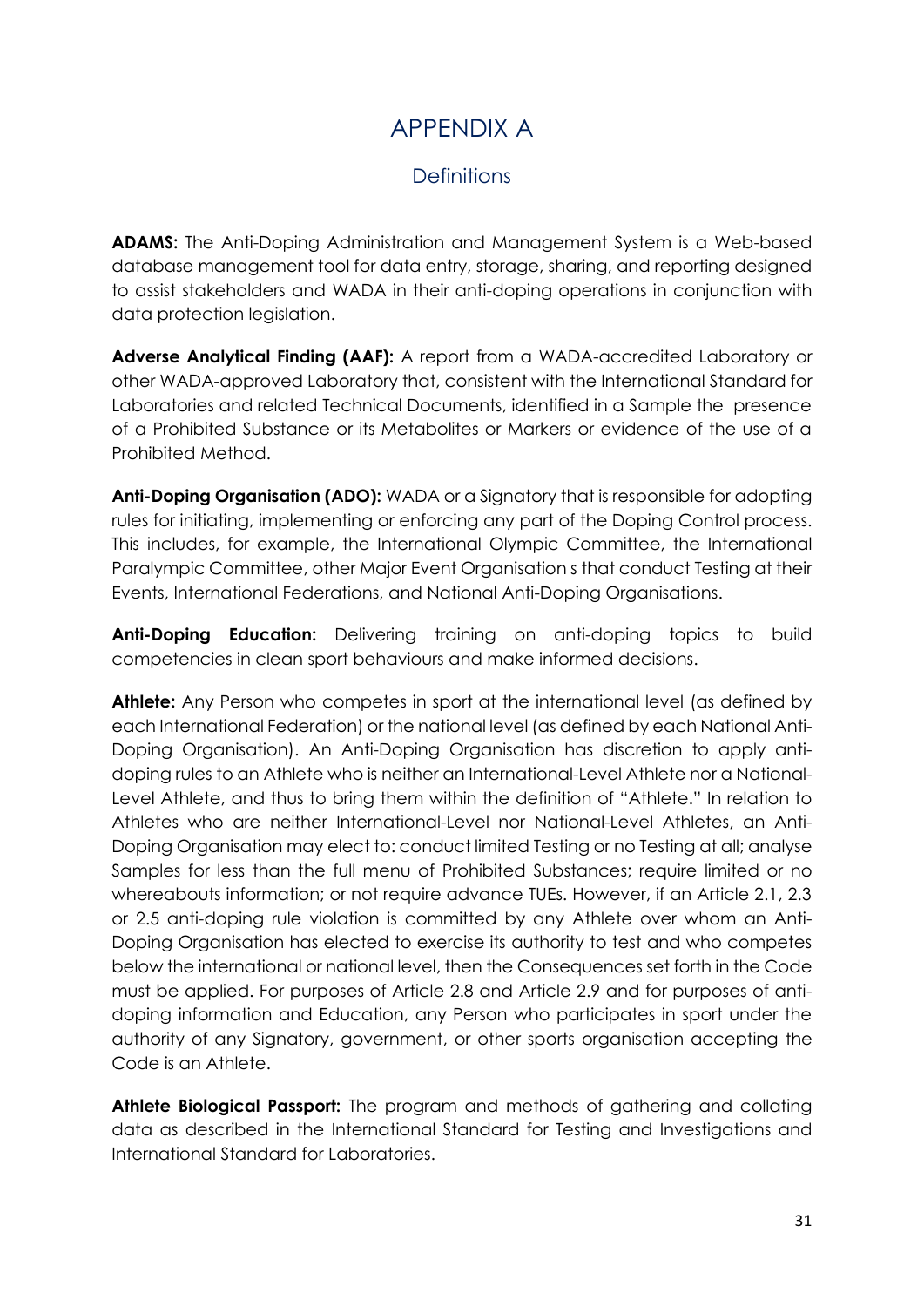# APPENDIX A

## Definitions

**ADAMS:** The Anti-Doping Administration and Management System is a Web-based database management tool for data entry, storage, sharing, and reporting designed to assist stakeholders and WADA in their anti-doping operations in conjunction with data protection legislation.

**Adverse Analytical Finding (AAF):** A report from a WADA-accredited Laboratory or other WADA-approved Laboratory that, consistent with the International Standard for Laboratories and related Technical Documents, identified in a Sample the presence of a Prohibited Substance or its Metabolites or Markers or evidence of the use of a Prohibited Method.

**Anti-Doping Organisation (ADO):** WADA or a Signatory that is responsible for adopting rules for initiating, implementing or enforcing any part of the Doping Control process. This includes, for example, the International Olympic Committee, the International Paralympic Committee, other Major Event Organisation s that conduct Testing at their Events, International Federations, and National Anti-Doping Organisations.

**Anti-Doping Education:** Delivering training on anti-doping topics to build competencies in clean sport behaviours and make informed decisions.

**Athlete:** Any Person who competes in sport at the international level (as defined by each International Federation) or the national level (as defined by each National Anti-Doping Organisation). An Anti-Doping Organisation has discretion to apply anti-doping rules to an Athlete who is neither an International-Level Athlete nor a National-Level Athlete, and thus to bring them within the definition of "Athlete." In relation to Athletes who are neither International-Level nor National-Level Athletes, an Anti-Doping Organisation may elect to: conduct limited Testing or no Testing at all; analyse Samples for less than the full menu of Prohibited Substances; require limited or no whereabouts information; or not require advance TUEs. However, if an Article 2.1, 2.3 or 2.5 anti-doping rule violation is committed by any Athlete over whom an Anti-Doping Organisation has elected to exercise its authority to test and who competes below the international or national level, then the Consequences set forth in the Code must be applied. For purposes of Article 2.8 and Article 2.9 and for purposes of anti-doping information and Education, any Person who participates in sport under the authority of any Signatory, government, or other sports organisation accepting the Code is an Athlete.

**Athlete Biological Passport:** The program and methods of gathering and collating data as described in the International Standard for Testing and Investigations and International Standard for Laboratories.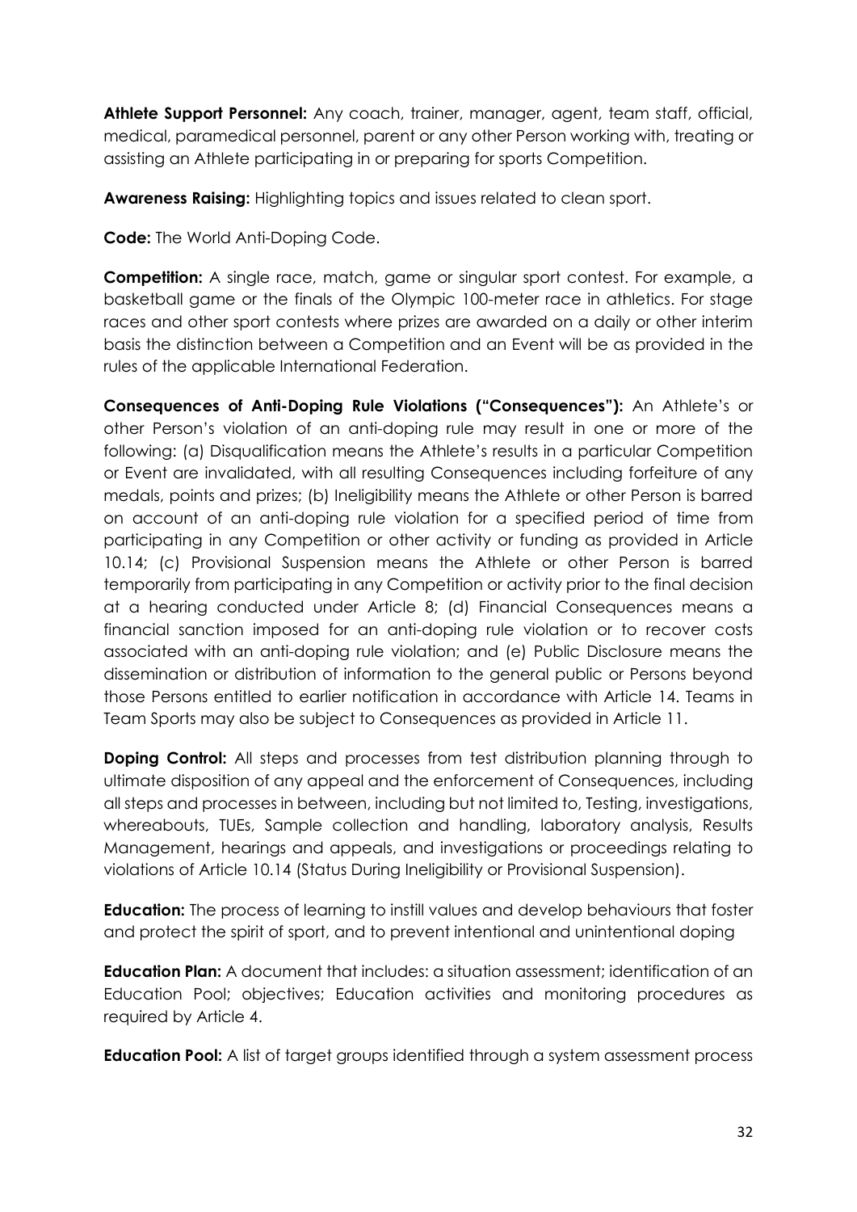**Athlete Support Personnel:** Any coach, trainer, manager, agent, team staff, official, medical, paramedical personnel, parent or any other Person working with, treating or assisting an Athlete participating in or preparing for sports Competition.

**Awareness Raising:** Highlighting topics and issues related to clean sport.

**Code:** The World Anti-Doping Code.

**Competition:** A single race, match, game or singular sport contest. For example, a basketball game or the finals of the Olympic 100-meter race in athletics. For stage races and other sport contests where prizes are awarded on a daily or other interim basis the distinction between a Competition and an Event will be as provided in the rules of the applicable International Federation.

**Consequences of Anti-Doping Rule Violations ("Consequences"):** An Athlete's or other Person's violation of an anti-doping rule may result in one or more of the following: (a) Disqualification means the Athlete's results in a particular Competition or Event are invalidated, with all resulting Consequences including forfeiture of any medals, points and prizes; (b) Ineligibility means the Athlete or other Person is barred on account of an anti-doping rule violation for a specified period of time from participating in any Competition or other activity or funding as provided in Article 10.14; (c) Provisional Suspension means the Athlete or other Person is barred temporarily from participating in any Competition or activity prior to the final decision at a hearing conducted under Article 8; (d) Financial Consequences means a financial sanction imposed for an anti-doping rule violation or to recover costs associated with an anti-doping rule violation; and (e) Public Disclosure means the dissemination or distribution of information to the general public or Persons beyond those Persons entitled to earlier notification in accordance with Article 14. Teams in Team Sports may also be subject to Consequences as provided in Article 11.

**Doping Control:** All steps and processes from test distribution planning through to ultimate disposition of any appeal and the enforcement of Consequences, including all steps and processes in between, including but not limited to, Testing, investigations, whereabouts, TUEs, Sample collection and handling, laboratory analysis, Results Management, hearings and appeals, and investigations or proceedings relating to violations of Article 10.14 (Status During Ineligibility or Provisional Suspension).

**Education:** The process of learning to instill values and develop behaviours that foster and protect the spirit of sport, and to prevent intentional and unintentional doping

**Education Plan:** A document that includes: a situation assessment; identification of an Education Pool; objectives; Education activities and monitoring procedures as required by Article 4.

**Education Pool:** A list of target groups identified through a system assessment process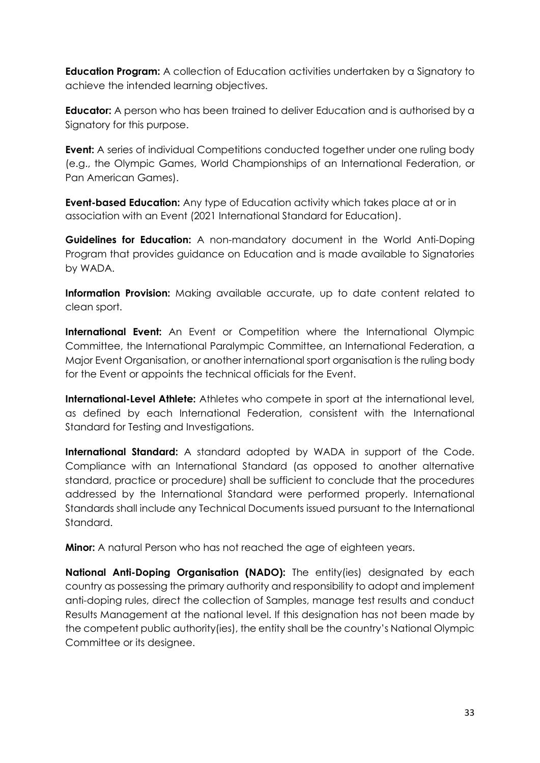**Education Program:** A collection of Education activities undertaken by a Signatory to achieve the intended learning objectives.

**Educator:** A person who has been trained to deliver Education and is authorised by a Signatory for this purpose.

**Event:** A series of individual Competitions conducted together under one ruling body (e.g., the Olympic Games, World Championships of an International Federation, or Pan American Games).

**Event-based Education:** Any type of Education activity which takes place at or in association with an Event (2021 International Standard for Education).

**Guidelines for Education:** A non-mandatory document in the World Anti-Doping Program that provides guidance on Education and is made available to Signatories by WADA.

**Information Provision:** Making available accurate, up to date content related to clean sport.

**International Event:** An Event or Competition where the International Olympic Committee, the International Paralympic Committee, an International Federation, a Major Event Organisation, or another international sport organisation is the ruling body for the Event or appoints the technical officials for the Event.

**International-Level Athlete:** Athletes who compete in sport at the international level, as defined by each International Federation, consistent with the International Standard for Testing and Investigations.

**International Standard:** A standard adopted by WADA in support of the Code. Compliance with an International Standard (as opposed to another alternative standard, practice or procedure) shall be sufficient to conclude that the procedures addressed by the International Standard were performed properly. International Standards shall include any Technical Documents issued pursuant to the International Standard.

**Minor:** A natural Person who has not reached the age of eighteen years.

**National Anti-Doping Organisation (NADO):** The entity(ies) designated by each country as possessing the primary authority and responsibility to adopt and implement anti-doping rules, direct the collection of Samples, manage test results and conduct Results Management at the national level. If this designation has not been made by the competent public authority(ies), the entity shall be the country's National Olympic Committee or its designee.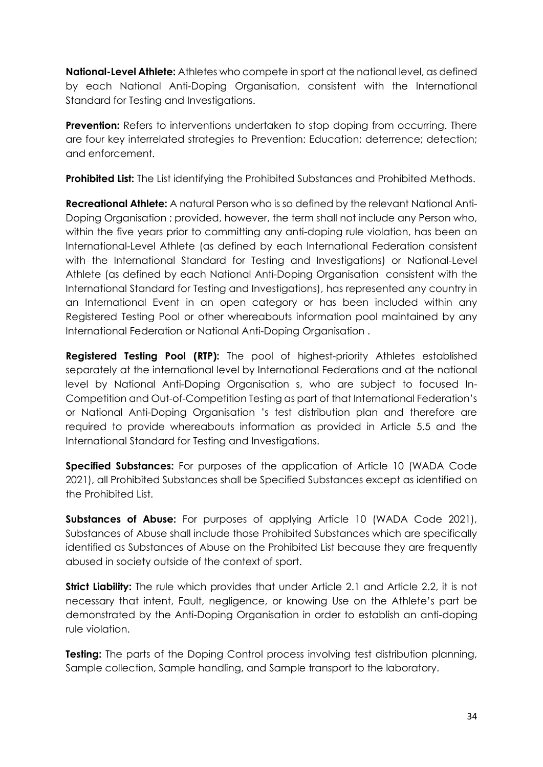**National-Level Athlete:** Athletes who compete in sport at the national level, as defined by each National Anti-Doping Organisation, consistent with the International Standard for Testing and Investigations.

**Prevention:** Refers to interventions undertaken to stop doping from occurring. There are four key interrelated strategies to Prevention: Education; deterrence; detection; and enforcement.

**Prohibited List:** The List identifying the Prohibited Substances and Prohibited Methods.

**Recreational Athlete:** A natural Person who is so defined by the relevant National Anti-Doping Organisation ; provided, however, the term shall not include any Person who, within the five years prior to committing any anti-doping rule violation, has been an International-Level Athlete (as defined by each International Federation consistent with the International Standard for Testing and Investigations) or National-Level Athlete (as defined by each National Anti-Doping Organisation consistent with the International Standard for Testing and Investigations), has represented any country in an International Event in an open category or has been included within any Registered Testing Pool or other whereabouts information pool maintained by any International Federation or National Anti-Doping Organisation .

**Registered Testing Pool (RTP):** The pool of highest-priority Athletes established separately at the international level by International Federations and at the national level by National Anti-Doping Organisation s, who are subject to focused In-Competition and Out-of-Competition Testing as part of that International Federation's or National Anti-Doping Organisation 's test distribution plan and therefore are required to provide whereabouts information as provided in Article 5.5 and the International Standard for Testing and Investigations.

**Specified Substances:** For purposes of the application of Article 10 (WADA Code 2021), all Prohibited Substances shall be Specified Substances except as identified on the Prohibited List.

**Substances of Abuse:** For purposes of applying Article 10 (WADA Code 2021), Substances of Abuse shall include those Prohibited Substances which are specifically identified as Substances of Abuse on the Prohibited List because they are frequently abused in society outside of the context of sport.

**Strict Liability:** The rule which provides that under Article 2.1 and Article 2.2, it is not necessary that intent, Fault, negligence, or knowing Use on the Athlete's part be demonstrated by the Anti-Doping Organisation in order to establish an anti-doping rule violation.

**Testing:** The parts of the Doping Control process involving test distribution planning, Sample collection, Sample handling, and Sample transport to the laboratory.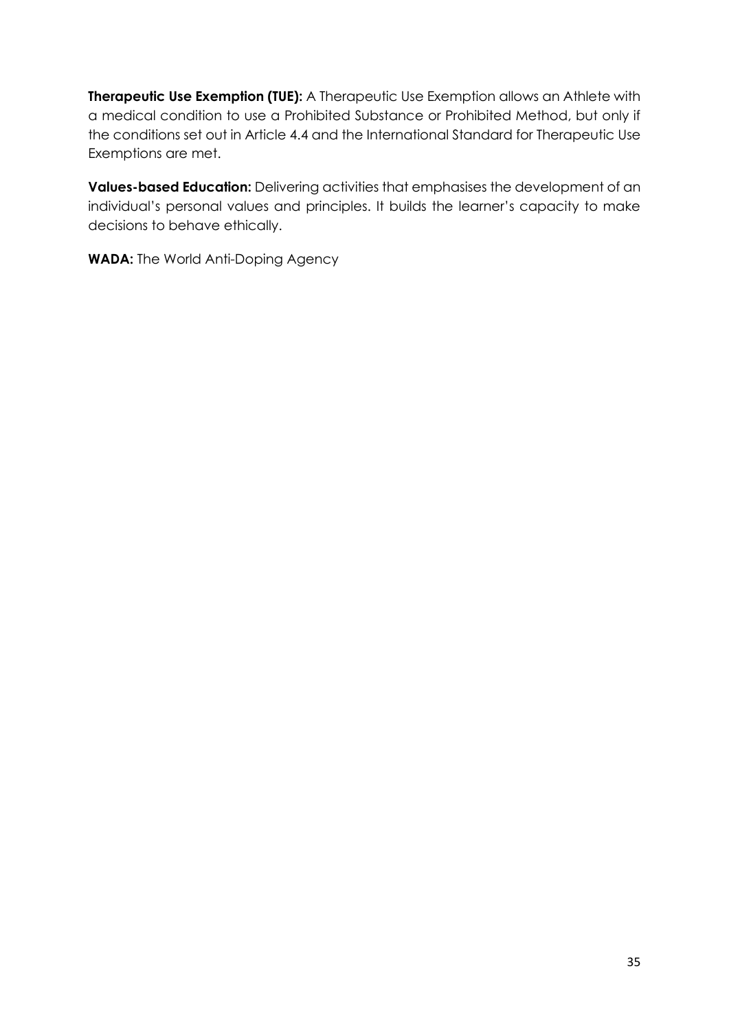**Therapeutic Use Exemption (TUE):** A Therapeutic Use Exemption allows an Athlete with a medical condition to use a Prohibited Substance or Prohibited Method, but only if the conditions set out in Article 4.4 and the International Standard for Therapeutic Use Exemptions are met.

**Values-based Education:** Delivering activities that emphasises the development of an individual's personal values and principles. It builds the learner's capacity to make decisions to behave ethically.

**WADA:** The World Anti-Doping Agency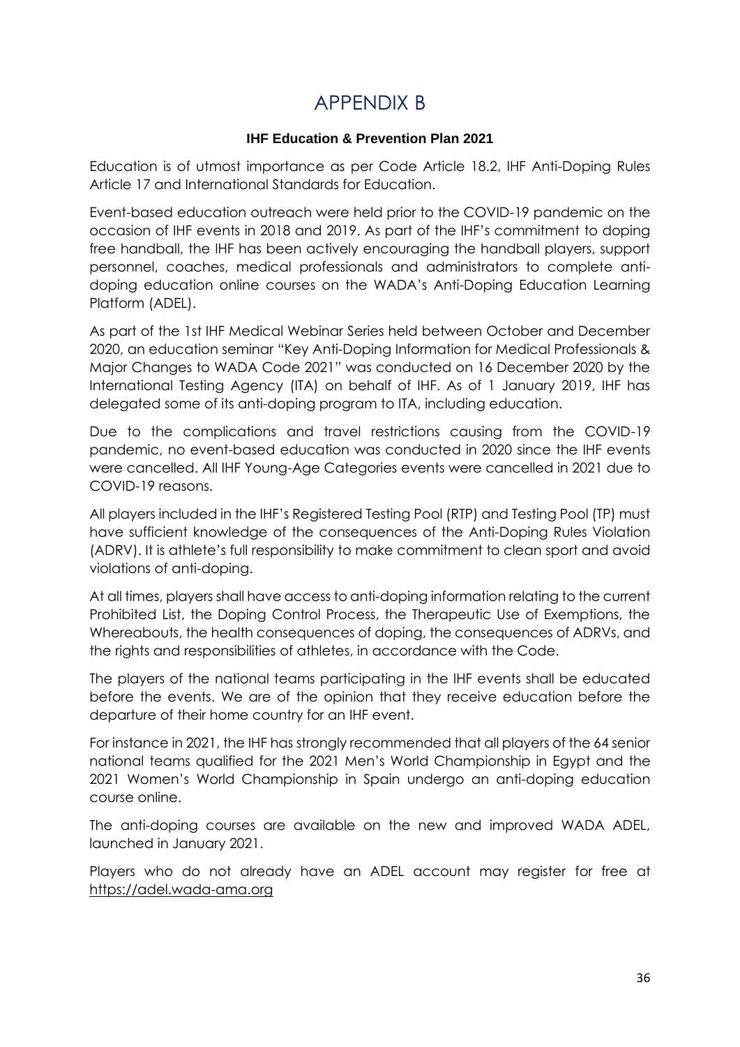# APPENDIX B

**IHF Education & Prevention Plan 2021**

Education is of utmost importance as per Code Article 18.2, IHF Anti-Doping Rules Article 17 and International Standards for Education.

Event-based education outreach were held prior to the COVID-19 pandemic on the occasion of IHF events in 2018 and 2019. As part of the IHF's commitment to doping free handball, the IHF has been actively encouraging the handball players, support personnel, coaches, medical professionals and administrators to complete anti-doping education online courses on the WADA's Anti-Doping Education Learning Platform (ADEL).

As part of the 1st IHF Medical Webinar Series held between October and December 2020, an education seminar "Key Anti-Doping Information for Medical Professionals & Major Changes to WADA Code 2021" was conducted on 16 December 2020 by the International Testing Agency (ITA) on behalf of IHF. As of 1 January 2019, IHF has delegated some of its anti-doping program to ITA, including education.

Due to the complications and travel restrictions causing from the COVID-19 pandemic, no event-based education was conducted in 2020 since the IHF events were cancelled. All IHF Young-Age Categories events were cancelled in 2021 due to COVID-19 reasons.

All players included in the IHF's Registered Testing Pool (RTP) and Testing Pool (TP) must have sufficient knowledge of the consequences of the Anti-Doping Rules Violation (ADRV). It is athlete's full responsibility to make commitment to clean sport and avoid violations of anti-doping.

At all times, players shall have access to anti-doping information relating to the current Prohibited List, the Doping Control Process, the Therapeutic Use of Exemptions, the Whereabouts, the health consequences of doping, the consequences of ADRVs, and the rights and responsibilities of athletes, in accordance with the Code.

The players of the national teams participating in the IHF events shall be educated before the events. We are of the opinion that they receive education before the departure of their home country for an IHF event.

For instance in 2021, the IHF has strongly recommended that all players of the 64 senior national teams qualified for the 2021 Men's World Championship in Egypt and the 2021 Women's World Championship in Spain undergo an anti-doping education course online.

The anti-doping courses are available on the new and improved WADA ADEL, launched in January 2021.

Players who do not already have an ADEL account may register for free at https://adel.wada-ama.org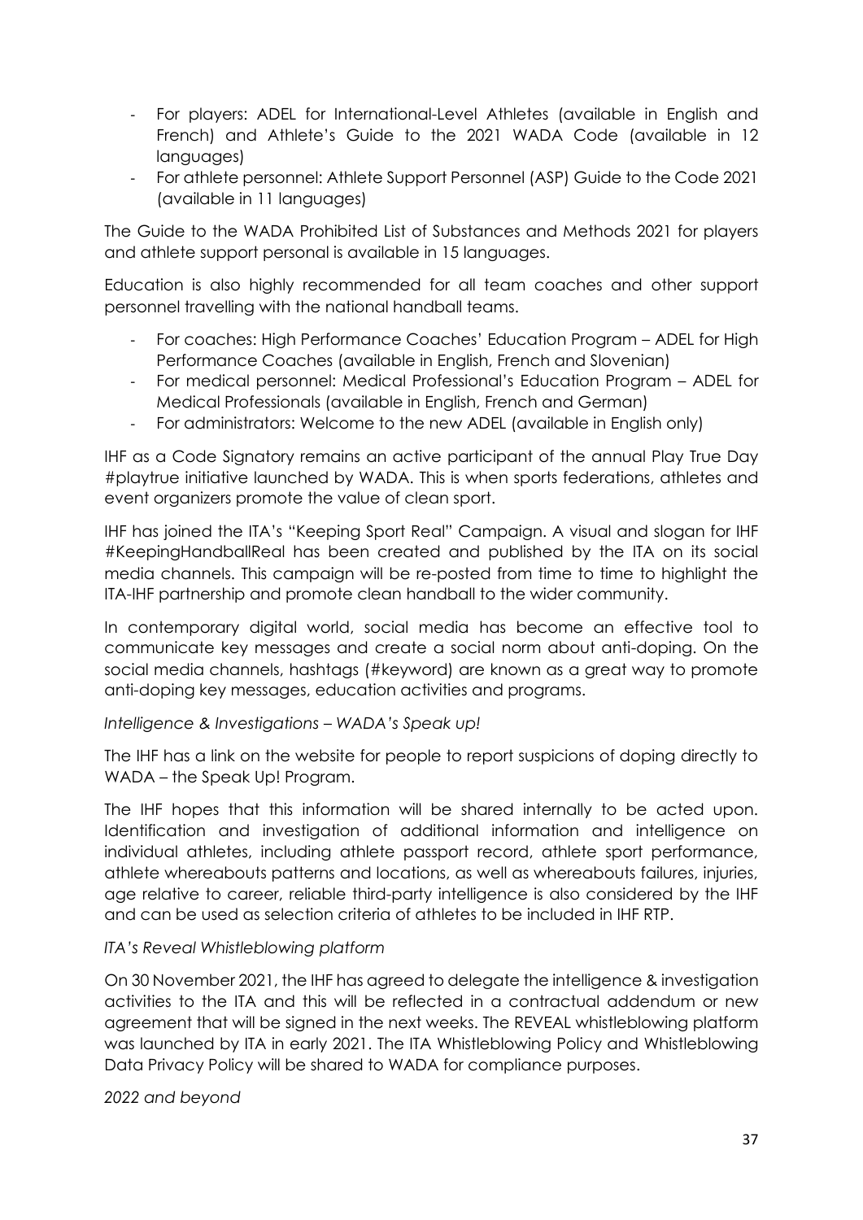- For players: ADEL for International-Level Athletes (available in English and French) and Athlete's Guide to the 2021 WADA Code (available in 12 languages)
- For athlete personnel: Athlete Support Personnel (ASP) Guide to the Code 2021 (available in 11 languages)

The Guide to the WADA Prohibited List of Substances and Methods 2021 for players and athlete support personal is available in 15 languages.

Education is also highly recommended for all team coaches and other support personnel travelling with the national handball teams.

- For coaches: High Performance Coaches' Education Program – ADEL for High Performance Coaches (available in English, French and Slovenian)
- For medical personnel: Medical Professional's Education Program – ADEL for Medical Professionals (available in English, French and German)
- For administrators: Welcome to the new ADEL (available in English only)

IHF as a Code Signatory remains an active participant of the annual Play True Day #playtrue initiative launched by WADA. This is when sports federations, athletes and event organizers promote the value of clean sport.

IHF has joined the ITA's "Keeping Sport Real" Campaign. A visual and slogan for IHF #KeepingHandballReal has been created and published by the ITA on its social media channels. This campaign will be re-posted from time to time to highlight the ITA-IHF partnership and promote clean handball to the wider community.

In contemporary digital world, social media has become an effective tool to communicate key messages and create a social norm about anti-doping. On the social media channels, hashtags (#keyword) are known as a great way to promote anti-doping key messages, education activities and programs.

*Intelligence & Investigations – WADA's Speak up!*

The IHF has a link on the website for people to report suspicions of doping directly to WADA – the Speak Up! Program.

The IHF hopes that this information will be shared internally to be acted upon. Identification and investigation of additional information and intelligence on individual athletes, including athlete passport record, athlete sport performance, athlete whereabouts patterns and locations, as well as whereabouts failures, injuries, age relative to career, reliable third-party intelligence is also considered by the IHF and can be used as selection criteria of athletes to be included in IHF RTP.

*ITA's Reveal Whistleblowing platform*

On 30 November 2021, the IHF has agreed to delegate the intelligence & investigation activities to the ITA and this will be reflected in a contractual addendum or new agreement that will be signed in the next weeks. The REVEAL whistleblowing platform was launched by ITA in early 2021. The ITA Whistleblowing Policy and Whistleblowing Data Privacy Policy will be shared to WADA for compliance purposes.

*2022 and beyond*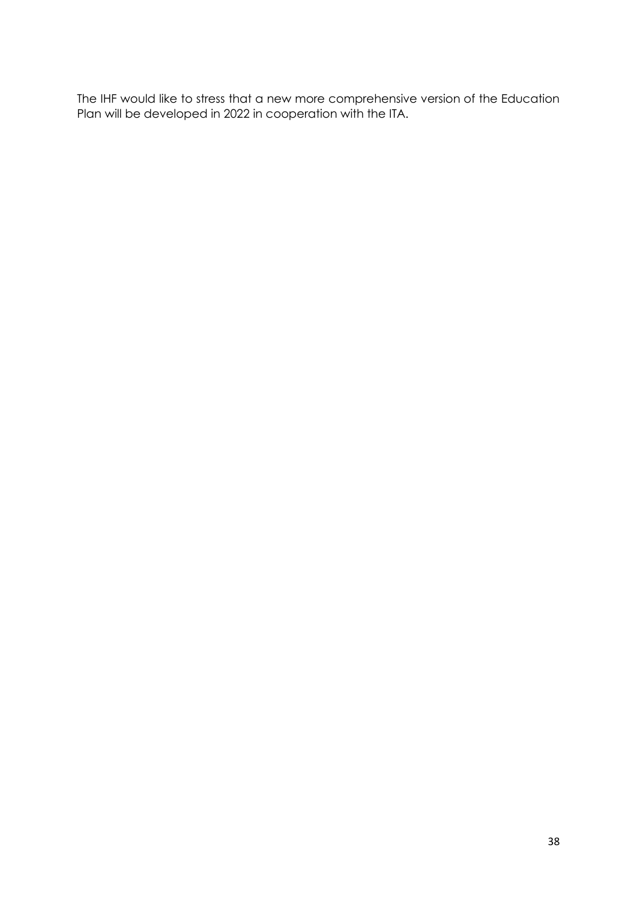The IHF would like to stress that a new more comprehensive version of the Education Plan will be developed in 2022 in cooperation with the ITA.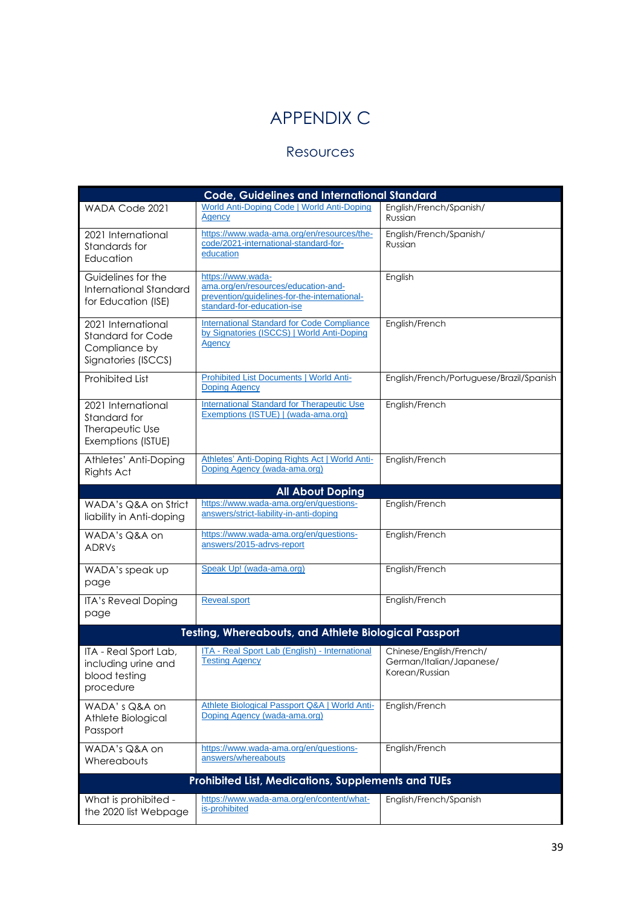# APPENDIX C

## Resources

| Code, Guidelines and International Standard | | |
|---|---|---|
| WADA Code 2021 | World Anti-Doping Code \| World Anti-Doping Agency | English/French/Spanish/ Russian |
| 2021 International Standards for Education | https://www.wada-ama.org/en/resources/the-code/2021-international-standard-for-education | English/French/Spanish/ Russian |
| Guidelines for the International Standard for Education (ISE) | https://www.wada-ama.org/en/resources/education-and-prevention/guidelines-for-the-international-standard-for-education-ise | English |
| 2021 International Standard for Code Compliance by Signatories (ISCCS) | International Standard for Code Compliance by Signatories (ISCCS) \| World Anti-Doping Agency | English/French |
| Prohibited List | Prohibited List Documents \| World Anti-Doping Agency | English/French/Portuguese/Brazil/Spanish |
| 2021 International Standard for Therapeutic Use Exemptions (ISTUE) | International Standard for Therapeutic Use Exemptions (ISTUE) \| (wada-ama.org) | English/French |
| Athletes' Anti-Doping Rights Act | Athletes' Anti-Doping Rights Act \| World Anti-Doping Agency (wada-ama.org) | English/French |
| **All About Doping** | | |
| WADA's Q&A on Strict liability in Anti-doping | https://www.wada-ama.org/en/questions-answers/strict-liability-in-anti-doping | English/French |
| WADA's Q&A on ADRVs | https://www.wada-ama.org/en/questions-answers/2015-adrvs-report | English/French |
| WADA's speak up page | Speak Up! (wada-ama.org) | English/French |
| ITA's Reveal Doping page | Reveal.sport | English/French |
| **Testing, Whereabouts, and Athlete Biological Passport** | | |
| ITA - Real Sport Lab, including urine and blood testing procedure | ITA - Real Sport Lab (English) - International Testing Agency | Chinese/English/French/ German/Italian/Japanese/ Korean/Russian |
| WADA' s Q&A on Athlete Biological Passport | Athlete Biological Passport Q&A \| World Anti-Doping Agency (wada-ama.org) | English/French |
| WADA's Q&A on Whereabouts | https://www.wada-ama.org/en/questions-answers/whereabouts | English/French |
| **Prohibited List, Medications, Supplements and TUEs** | | |
| What is prohibited - the 2020 list Webpage | https://www.wada-ama.org/en/content/what-is-prohibited | English/French/Spanish |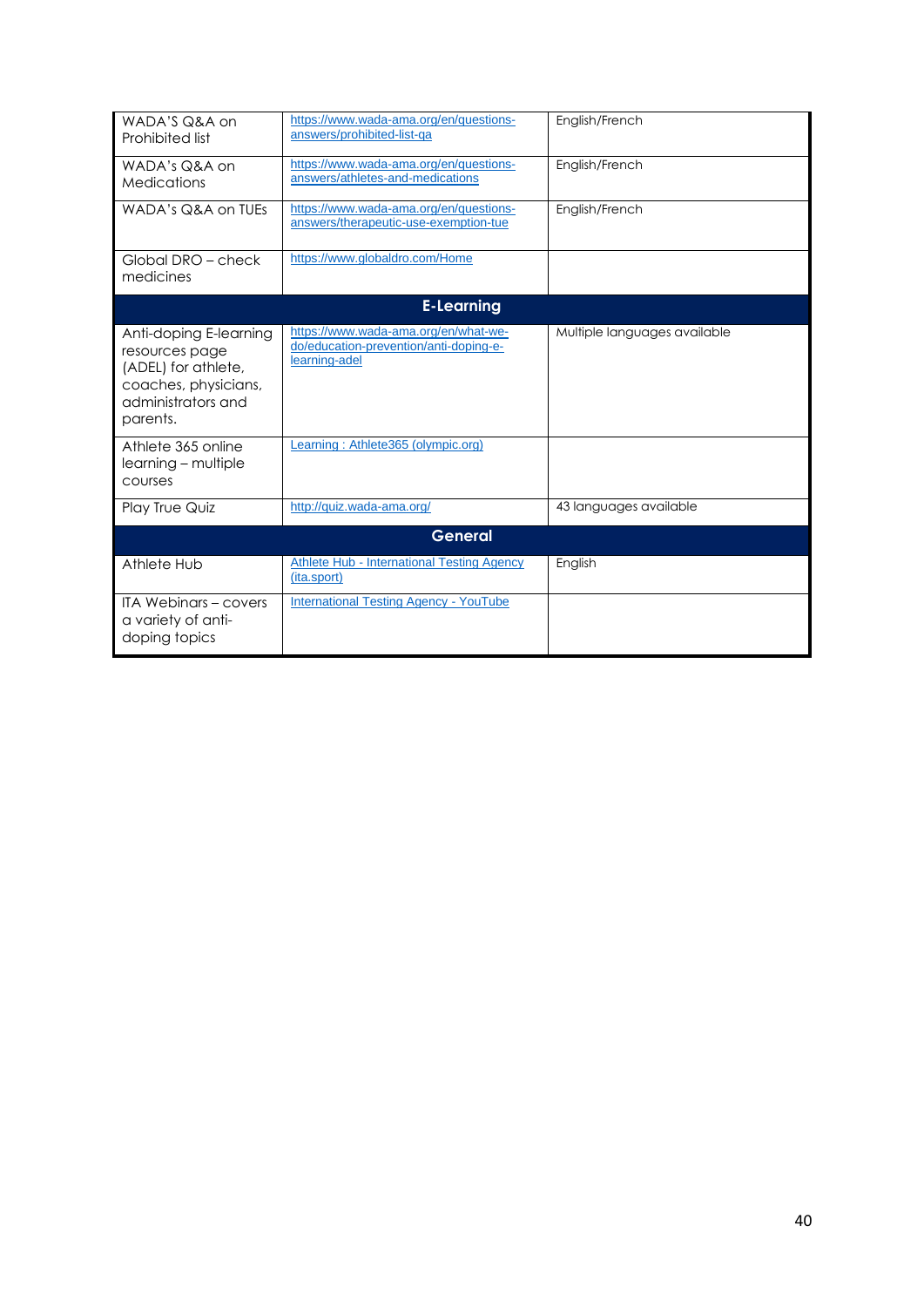| | | |
|---|---|---|
| WADA'S Q&A on Prohibited list | https://www.wada-ama.org/en/questions-answers/prohibited-list-qa | English/French |
| WADA's Q&A on Medications | https://www.wada-ama.org/en/questions-answers/athletes-and-medications | English/French |
| WADA's Q&A on TUEs | https://www.wada-ama.org/en/questions-answers/therapeutic-use-exemption-tue | English/French |
| Global DRO – check medicines | https://www.globaldro.com/Home | |
| **E-Learning** | | |
| Anti-doping E-learning resources page (ADEL) for athlete, coaches, physicians, administrators and parents. | https://www.wada-ama.org/en/what-we-do/education-prevention/anti-doping-e-learning-adel | Multiple languages available |
| Athlete 365 online learning – multiple courses | Learning : Athlete365 (olympic.org) | |
| Play True Quiz | http://quiz.wada-ama.org/ | 43 languages available |
| **General** | | |
| Athlete Hub | Athlete Hub - International Testing Agency (ita.sport) | English |
| ITA Webinars – covers a variety of anti-doping topics | International Testing Agency - YouTube | |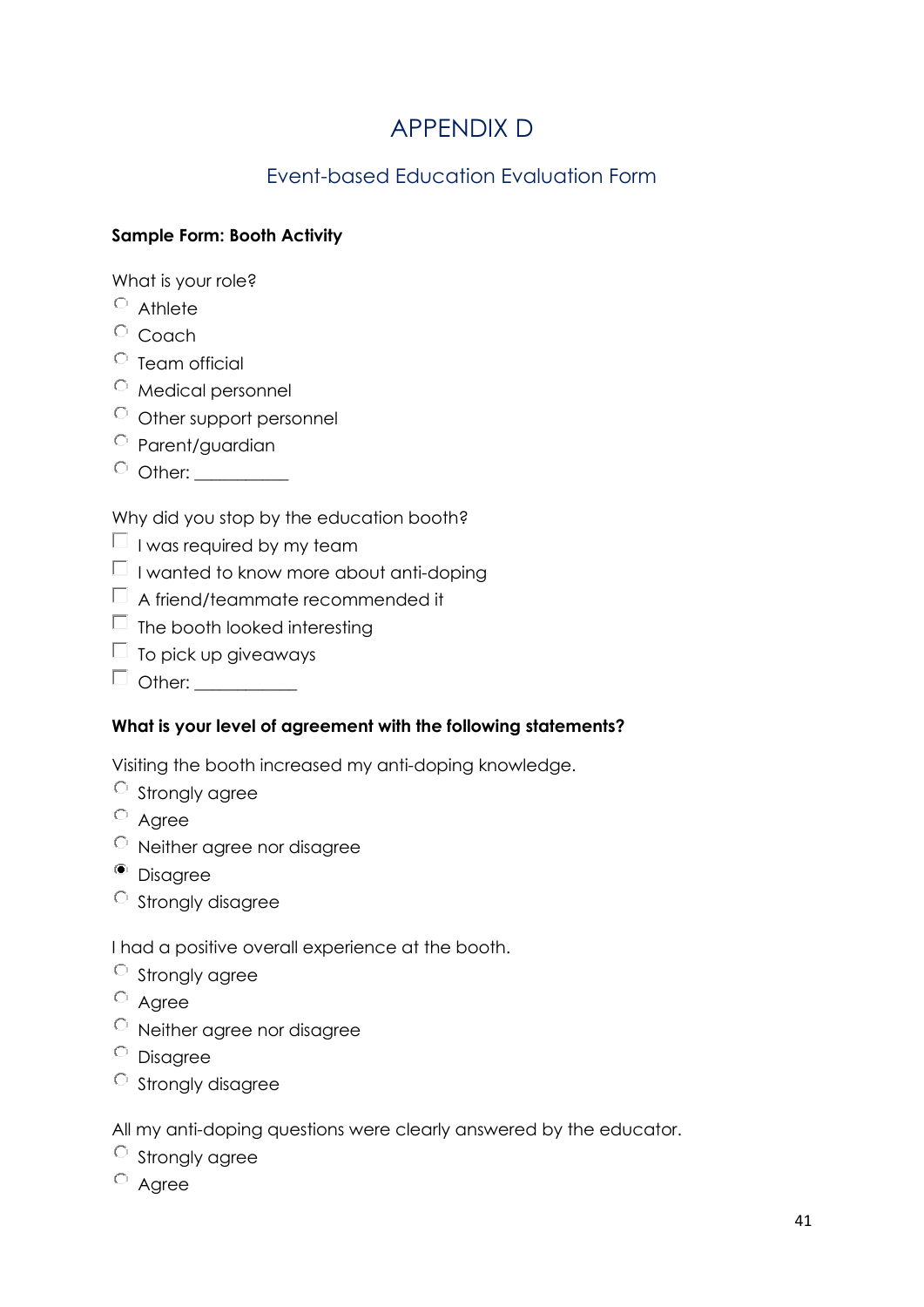# APPENDIX D

## Event-based Education Evaluation Form

**Sample Form: Booth Activity**

What is your role?

- ○ Athlete
- ○ Coach
- ○ Team official
- ○ Medical personnel
- ○ Other support personnel
- ○ Parent/guardian
- ○ Other: __________

Why did you stop by the education booth?

- ☐ I was required by my team
- ☐ I wanted to know more about anti-doping
- ☐ A friend/teammate recommended it
- ☐ The booth looked interesting
- ☐ To pick up giveaways
- ☐ Other: ___________

**What is your level of agreement with the following statements?**

Visiting the booth increased my anti-doping knowledge.

- ○ Strongly agree
- ○ Agree
- ○ Neither agree nor disagree
- ◉ Disagree
- ○ Strongly disagree

I had a positive overall experience at the booth.

- ○ Strongly agree
- ○ Agree
- ○ Neither agree nor disagree
- ○ Disagree
- ○ Strongly disagree

All my anti-doping questions were clearly answered by the educator.

- ○ Strongly agree
- ○ Agree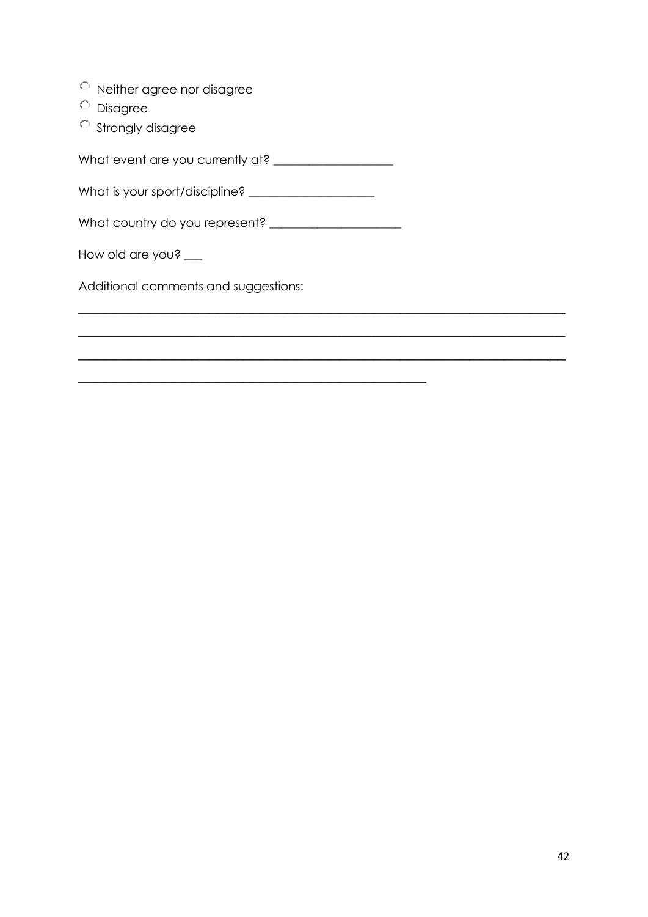- ○ Neither agree nor disagree
- ○ Disagree
- ○ Strongly disagree

What event are you currently at? ____________________

What is your sport/discipline? ____________________

What country do you represent? ____________________

How old are you? ___

Additional comments and suggestions:

________________________________________________________________________________

________________________________________________________________________________

________________________________________________________________________________

________________________________________________________